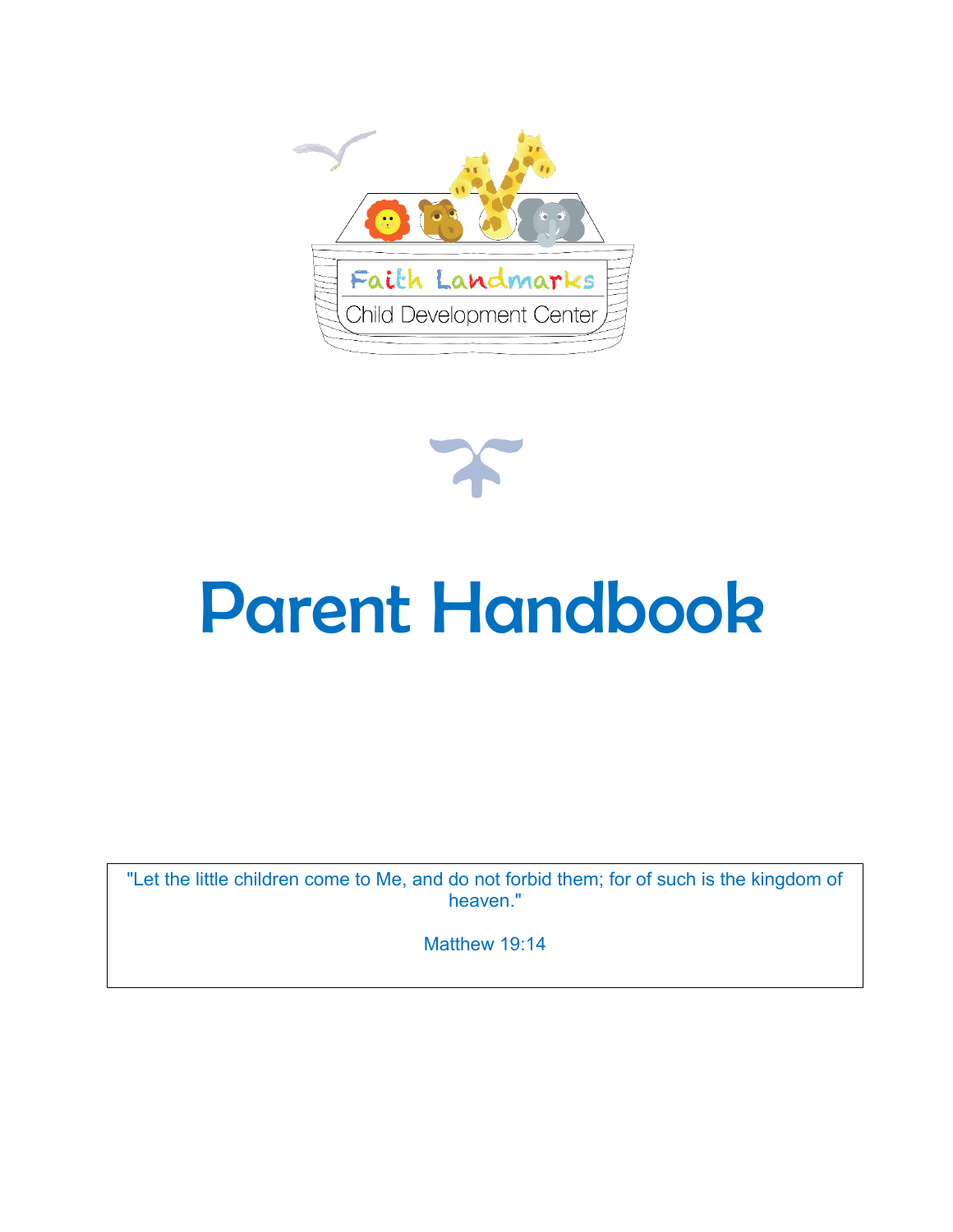Faith Landmarks

Child Development Center

# Parent Handbook

"Let the little children come to Me, and do not forbid them; for of such is the kingdom of heaven."

Matthew 19:14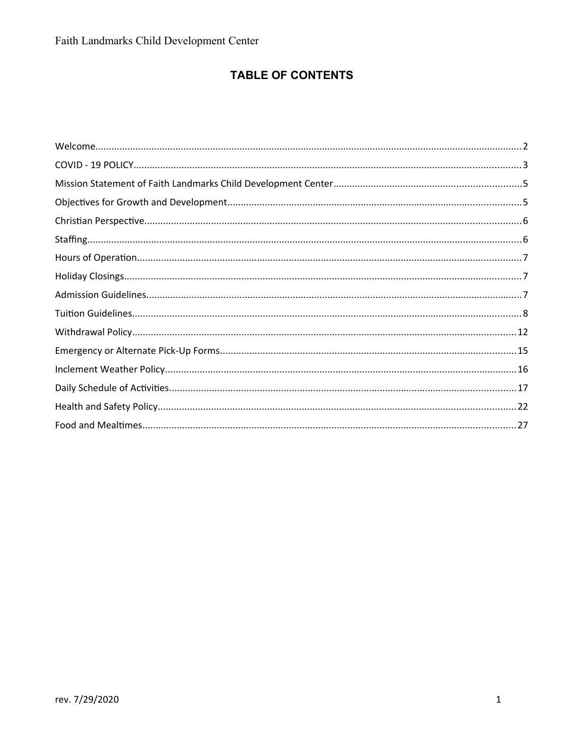# TABLE OF CONTENTS

Welcome............................................................................................................................................2
COVID - 19 POLICY..............................................................................................................................3
Mission Statement of Faith Landmarks Child Development Center....................................................5
Objectives for Growth and Development.............................................................................................5
Christian Perspective............................................................................................................................6
Staffing................................................................................................................................................6
Hours of Operation..............................................................................................................................7
Holiday Closings..................................................................................................................................7
Admission Guidelines...........................................................................................................................7
Tuition Guidelines................................................................................................................................8
Withdrawal Policy..............................................................................................................................12
Emergency or Alternate Pick-Up Forms.............................................................................................15
Inclement Weather Policy..................................................................................................................16
Daily Schedule of Activities................................................................................................................17
Health and Safety Policy....................................................................................................................22
Food and Mealtimes..........................................................................................................................27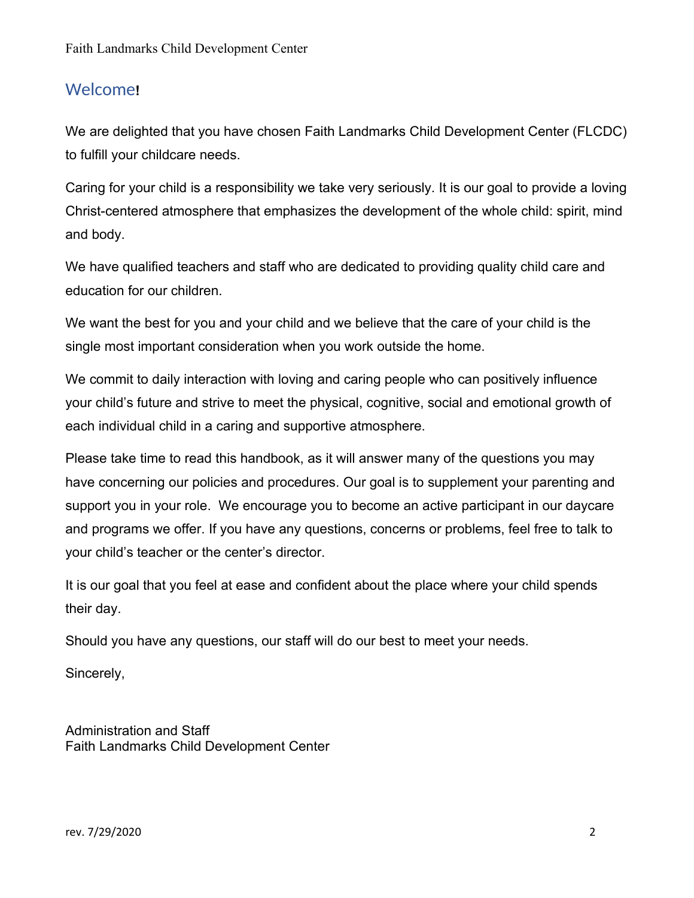## Welcome!

We are delighted that you have chosen Faith Landmarks Child Development Center (FLCDC) to fulfill your childcare needs.

Caring for your child is a responsibility we take very seriously. It is our goal to provide a loving Christ-centered atmosphere that emphasizes the development of the whole child: spirit, mind and body.

We have qualified teachers and staff who are dedicated to providing quality child care and education for our children.

We want the best for you and your child and we believe that the care of your child is the single most important consideration when you work outside the home.

We commit to daily interaction with loving and caring people who can positively influence your child's future and strive to meet the physical, cognitive, social and emotional growth of each individual child in a caring and supportive atmosphere.

Please take time to read this handbook, as it will answer many of the questions you may have concerning our policies and procedures. Our goal is to supplement your parenting and support you in your role. We encourage you to become an active participant in our daycare and programs we offer. If you have any questions, concerns or problems, feel free to talk to your child's teacher or the center's director.

It is our goal that you feel at ease and confident about the place where your child spends their day.

Should you have any questions, our staff will do our best to meet your needs.

Sincerely,

Administration and Staff
Faith Landmarks Child Development Center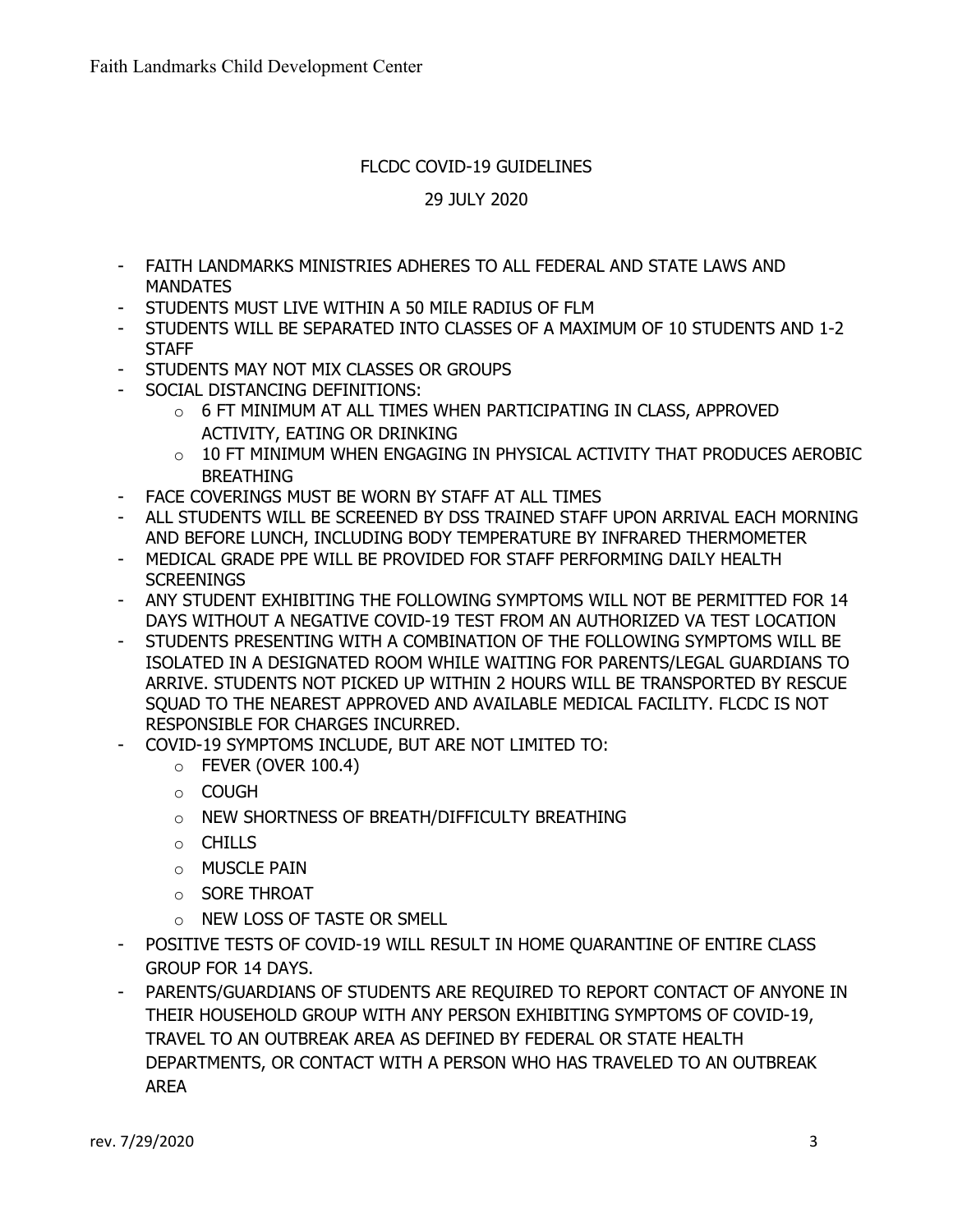## FLCDC COVID-19 GUIDELINES

29 JULY 2020

- FAITH LANDMARKS MINISTRIES ADHERES TO ALL FEDERAL AND STATE LAWS AND MANDATES
- STUDENTS MUST LIVE WITHIN A 50 MILE RADIUS OF FLM
- STUDENTS WILL BE SEPARATED INTO CLASSES OF A MAXIMUM OF 10 STUDENTS AND 1-2 STAFF
- STUDENTS MAY NOT MIX CLASSES OR GROUPS
- SOCIAL DISTANCING DEFINITIONS:
  - 6 FT MINIMUM AT ALL TIMES WHEN PARTICIPATING IN CLASS, APPROVED ACTIVITY, EATING OR DRINKING
  - 10 FT MINIMUM WHEN ENGAGING IN PHYSICAL ACTIVITY THAT PRODUCES AEROBIC BREATHING
- FACE COVERINGS MUST BE WORN BY STAFF AT ALL TIMES
- ALL STUDENTS WILL BE SCREENED BY DSS TRAINED STAFF UPON ARRIVAL EACH MORNING AND BEFORE LUNCH, INCLUDING BODY TEMPERATURE BY INFRARED THERMOMETER
- MEDICAL GRADE PPE WILL BE PROVIDED FOR STAFF PERFORMING DAILY HEALTH SCREENINGS
- ANY STUDENT EXHIBITING THE FOLLOWING SYMPTOMS WILL NOT BE PERMITTED FOR 14 DAYS WITHOUT A NEGATIVE COVID-19 TEST FROM AN AUTHORIZED VA TEST LOCATION
- STUDENTS PRESENTING WITH A COMBINATION OF THE FOLLOWING SYMPTOMS WILL BE ISOLATED IN A DESIGNATED ROOM WHILE WAITING FOR PARENTS/LEGAL GUARDIANS TO ARRIVE. STUDENTS NOT PICKED UP WITHIN 2 HOURS WILL BE TRANSPORTED BY RESCUE SQUAD TO THE NEAREST APPROVED AND AVAILABLE MEDICAL FACILITY. FLCDC IS NOT RESPONSIBLE FOR CHARGES INCURRED.
- COVID-19 SYMPTOMS INCLUDE, BUT ARE NOT LIMITED TO:
  - FEVER (OVER 100.4)
  - COUGH
  - NEW SHORTNESS OF BREATH/DIFFICULTY BREATHING
  - CHILLS
  - MUSCLE PAIN
  - SORE THROAT
  - NEW LOSS OF TASTE OR SMELL
- POSITIVE TESTS OF COVID-19 WILL RESULT IN HOME QUARANTINE OF ENTIRE CLASS GROUP FOR 14 DAYS.
- PARENTS/GUARDIANS OF STUDENTS ARE REQUIRED TO REPORT CONTACT OF ANYONE IN THEIR HOUSEHOLD GROUP WITH ANY PERSON EXHIBITING SYMPTOMS OF COVID-19, TRAVEL TO AN OUTBREAK AREA AS DEFINED BY FEDERAL OR STATE HEALTH DEPARTMENTS, OR CONTACT WITH A PERSON WHO HAS TRAVELED TO AN OUTBREAK AREA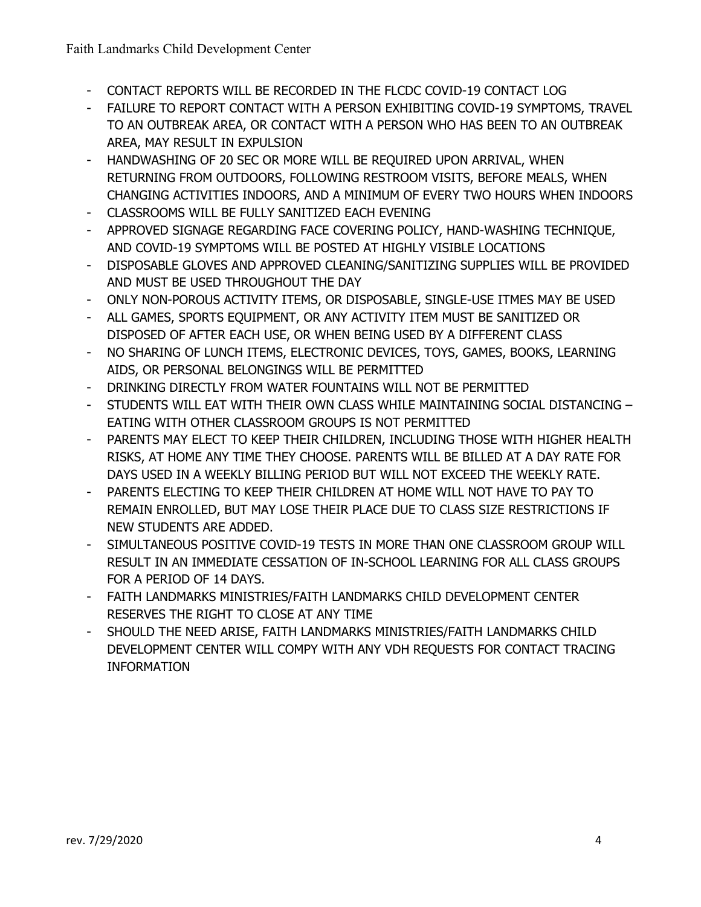- CONTACT REPORTS WILL BE RECORDED IN THE FLCDC COVID-19 CONTACT LOG
- FAILURE TO REPORT CONTACT WITH A PERSON EXHIBITING COVID-19 SYMPTOMS, TRAVEL TO AN OUTBREAK AREA, OR CONTACT WITH A PERSON WHO HAS BEEN TO AN OUTBREAK AREA, MAY RESULT IN EXPULSION
- HANDWASHING OF 20 SEC OR MORE WILL BE REQUIRED UPON ARRIVAL, WHEN RETURNING FROM OUTDOORS, FOLLOWING RESTROOM VISITS, BEFORE MEALS, WHEN CHANGING ACTIVITIES INDOORS, AND A MINIMUM OF EVERY TWO HOURS WHEN INDOORS
- CLASSROOMS WILL BE FULLY SANITIZED EACH EVENING
- APPROVED SIGNAGE REGARDING FACE COVERING POLICY, HAND-WASHING TECHNIQUE, AND COVID-19 SYMPTOMS WILL BE POSTED AT HIGHLY VISIBLE LOCATIONS
- DISPOSABLE GLOVES AND APPROVED CLEANING/SANITIZING SUPPLIES WILL BE PROVIDED AND MUST BE USED THROUGHOUT THE DAY
- ONLY NON-POROUS ACTIVITY ITEMS, OR DISPOSABLE, SINGLE-USE ITMES MAY BE USED
- ALL GAMES, SPORTS EQUIPMENT, OR ANY ACTIVITY ITEM MUST BE SANITIZED OR DISPOSED OF AFTER EACH USE, OR WHEN BEING USED BY A DIFFERENT CLASS
- NO SHARING OF LUNCH ITEMS, ELECTRONIC DEVICES, TOYS, GAMES, BOOKS, LEARNING AIDS, OR PERSONAL BELONGINGS WILL BE PERMITTED
- DRINKING DIRECTLY FROM WATER FOUNTAINS WILL NOT BE PERMITTED
- STUDENTS WILL EAT WITH THEIR OWN CLASS WHILE MAINTAINING SOCIAL DISTANCING – EATING WITH OTHER CLASSROOM GROUPS IS NOT PERMITTED
- PARENTS MAY ELECT TO KEEP THEIR CHILDREN, INCLUDING THOSE WITH HIGHER HEALTH RISKS, AT HOME ANY TIME THEY CHOOSE. PARENTS WILL BE BILLED AT A DAY RATE FOR DAYS USED IN A WEEKLY BILLING PERIOD BUT WILL NOT EXCEED THE WEEKLY RATE.
- PARENTS ELECTING TO KEEP THEIR CHILDREN AT HOME WILL NOT HAVE TO PAY TO REMAIN ENROLLED, BUT MAY LOSE THEIR PLACE DUE TO CLASS SIZE RESTRICTIONS IF NEW STUDENTS ARE ADDED.
- SIMULTANEOUS POSITIVE COVID-19 TESTS IN MORE THAN ONE CLASSROOM GROUP WILL RESULT IN AN IMMEDIATE CESSATION OF IN-SCHOOL LEARNING FOR ALL CLASS GROUPS FOR A PERIOD OF 14 DAYS.
- FAITH LANDMARKS MINISTRIES/FAITH LANDMARKS CHILD DEVELOPMENT CENTER RESERVES THE RIGHT TO CLOSE AT ANY TIME
- SHOULD THE NEED ARISE, FAITH LANDMARKS MINISTRIES/FAITH LANDMARKS CHILD DEVELOPMENT CENTER WILL COMPY WITH ANY VDH REQUESTS FOR CONTACT TRACING INFORMATION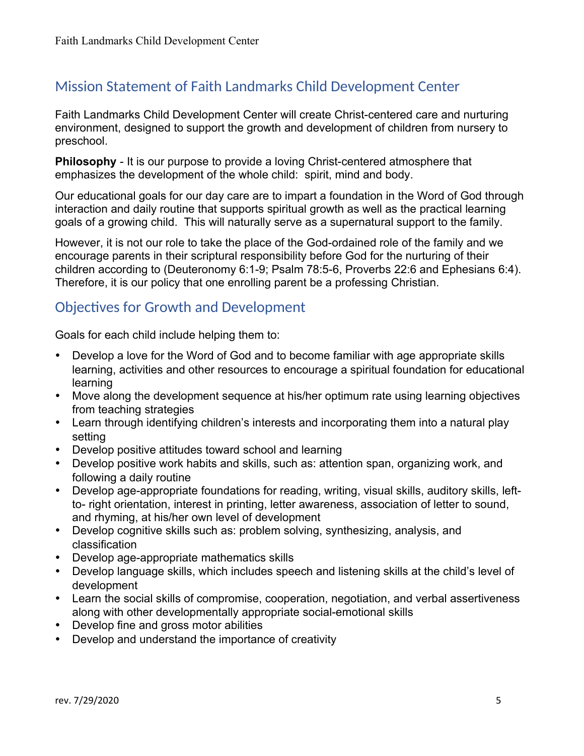## Mission Statement of Faith Landmarks Child Development Center

Faith Landmarks Child Development Center will create Christ-centered care and nurturing environment, designed to support the growth and development of children from nursery to preschool.

**Philosophy** - It is our purpose to provide a loving Christ-centered atmosphere that emphasizes the development of the whole child: spirit, mind and body.

Our educational goals for our day care are to impart a foundation in the Word of God through interaction and daily routine that supports spiritual growth as well as the practical learning goals of a growing child. This will naturally serve as a supernatural support to the family.

However, it is not our role to take the place of the God-ordained role of the family and we encourage parents in their scriptural responsibility before God for the nurturing of their children according to (Deuteronomy 6:1-9; Psalm 78:5-6, Proverbs 22:6 and Ephesians 6:4). Therefore, it is our policy that one enrolling parent be a professing Christian.

## Objectives for Growth and Development

Goals for each child include helping them to:

- Develop a love for the Word of God and to become familiar with age appropriate skills learning, activities and other resources to encourage a spiritual foundation for educational learning
- Move along the development sequence at his/her optimum rate using learning objectives from teaching strategies
- Learn through identifying children's interests and incorporating them into a natural play setting
- Develop positive attitudes toward school and learning
- Develop positive work habits and skills, such as: attention span, organizing work, and following a daily routine
- Develop age-appropriate foundations for reading, writing, visual skills, auditory skills, left-to- right orientation, interest in printing, letter awareness, association of letter to sound, and rhyming, at his/her own level of development
- Develop cognitive skills such as: problem solving, synthesizing, analysis, and classification
- Develop age-appropriate mathematics skills
- Develop language skills, which includes speech and listening skills at the child's level of development
- Learn the social skills of compromise, cooperation, negotiation, and verbal assertiveness along with other developmentally appropriate social-emotional skills
- Develop fine and gross motor abilities
- Develop and understand the importance of creativity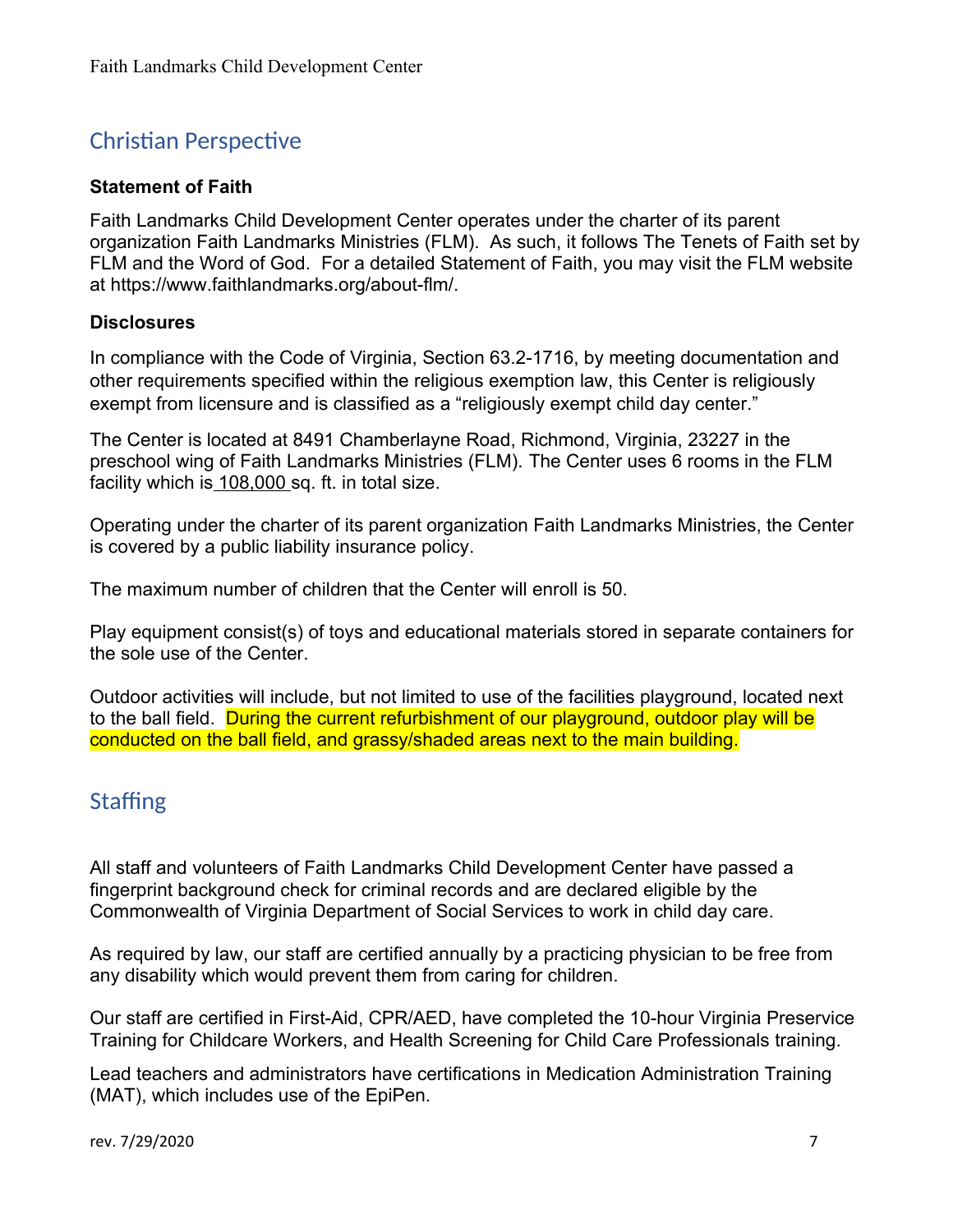## Christian Perspective

### Statement of Faith

Faith Landmarks Child Development Center operates under the charter of its parent organization Faith Landmarks Ministries (FLM). As such, it follows The Tenets of Faith set by FLM and the Word of God. For a detailed Statement of Faith, you may visit the FLM website at https://www.faithlandmarks.org/about-flm/.

### Disclosures

In compliance with the Code of Virginia, Section 63.2-1716, by meeting documentation and other requirements specified within the religious exemption law, this Center is religiously exempt from licensure and is classified as a "religiously exempt child day center."

The Center is located at 8491 Chamberlayne Road, Richmond, Virginia, 23227 in the preschool wing of Faith Landmarks Ministries (FLM). The Center uses 6 rooms in the FLM facility which is 108,000 sq. ft. in total size.

Operating under the charter of its parent organization Faith Landmarks Ministries, the Center is covered by a public liability insurance policy.

The maximum number of children that the Center will enroll is 50.

Play equipment consist(s) of toys and educational materials stored in separate containers for the sole use of the Center.

Outdoor activities will include, but not limited to use of the facilities playground, located next to the ball field. During the current refurbishment of our playground, outdoor play will be conducted on the ball field, and grassy/shaded areas next to the main building.

## Staffing

All staff and volunteers of Faith Landmarks Child Development Center have passed a fingerprint background check for criminal records and are declared eligible by the Commonwealth of Virginia Department of Social Services to work in child day care.

As required by law, our staff are certified annually by a practicing physician to be free from any disability which would prevent them from caring for children.

Our staff are certified in First-Aid, CPR/AED, have completed the 10-hour Virginia Preservice Training for Childcare Workers, and Health Screening for Child Care Professionals training.

Lead teachers and administrators have certifications in Medication Administration Training (MAT), which includes use of the EpiPen.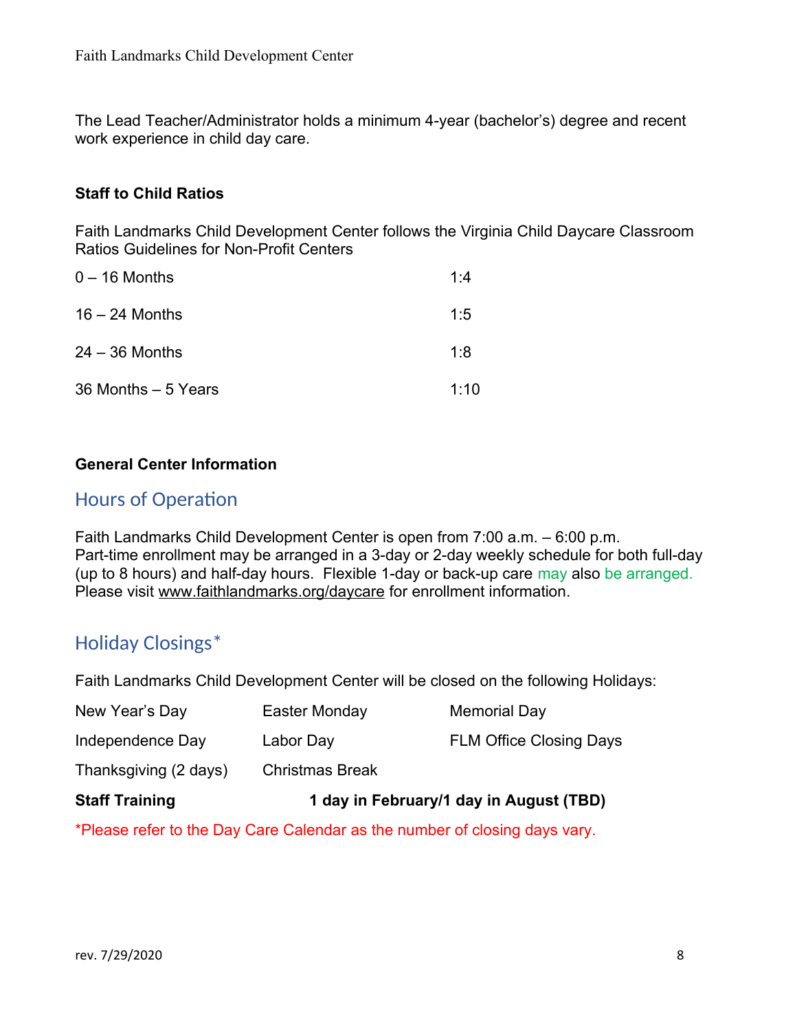The Lead Teacher/Administrator holds a minimum 4-year (bachelor's) degree and recent work experience in child day care.

**Staff to Child Ratios**

Faith Landmarks Child Development Center follows the Virginia Child Daycare Classroom Ratios Guidelines for Non-Profit Centers

| | |
|---|---|
| 0 – 16 Months | 1:4 |
| 16 – 24 Months | 1:5 |
| 24 – 36 Months | 1:8 |
| 36 Months – 5 Years | 1:10 |

**General Center Information**

## Hours of Operation

Faith Landmarks Child Development Center is open from 7:00 a.m. – 6:00 p.m.
Part-time enrollment may be arranged in a 3-day or 2-day weekly schedule for both full-day (up to 8 hours) and half-day hours. Flexible 1-day or back-up care may also be arranged.
Please visit www.faithlandmarks.org/daycare for enrollment information.

## Holiday Closings*

Faith Landmarks Child Development Center will be closed on the following Holidays:

| | | |
|---|---|---|
| New Year's Day | Easter Monday | Memorial Day |
| Independence Day | Labor Day | FLM Office Closing Days |
| Thanksgiving (2 days) | Christmas Break | |

**Staff Training** **1 day in February/1 day in August (TBD)**

*Please refer to the Day Care Calendar as the number of closing days vary.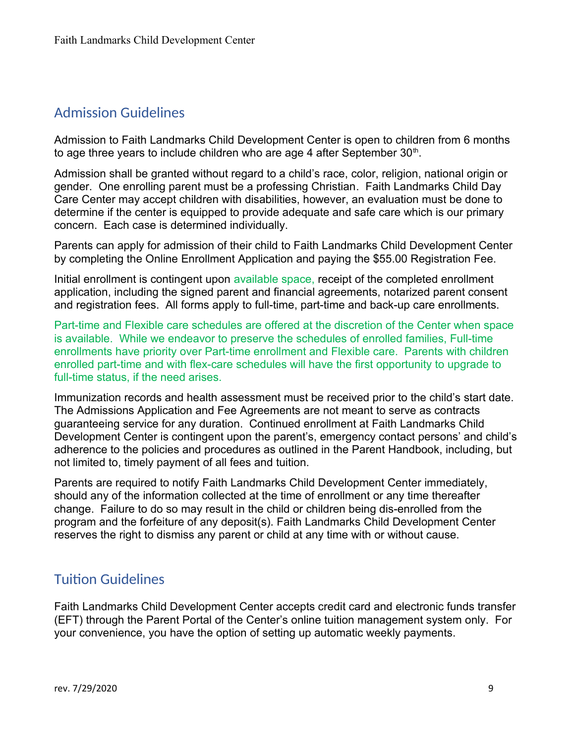## Admission Guidelines

Admission to Faith Landmarks Child Development Center is open to children from 6 months to age three years to include children who are age 4 after September 30th.

Admission shall be granted without regard to a child's race, color, religion, national origin or gender. One enrolling parent must be a professing Christian. Faith Landmarks Child Day Care Center may accept children with disabilities, however, an evaluation must be done to determine if the center is equipped to provide adequate and safe care which is our primary concern. Each case is determined individually.

Parents can apply for admission of their child to Faith Landmarks Child Development Center by completing the Online Enrollment Application and paying the $55.00 Registration Fee.

Initial enrollment is contingent upon available space, receipt of the completed enrollment application, including the signed parent and financial agreements, notarized parent consent and registration fees. All forms apply to full-time, part-time and back-up care enrollments.

Part-time and Flexible care schedules are offered at the discretion of the Center when space is available. While we endeavor to preserve the schedules of enrolled families, Full-time enrollments have priority over Part-time enrollment and Flexible care. Parents with children enrolled part-time and with flex-care schedules will have the first opportunity to upgrade to full-time status, if the need arises.

Immunization records and health assessment must be received prior to the child's start date. The Admissions Application and Fee Agreements are not meant to serve as contracts guaranteeing service for any duration. Continued enrollment at Faith Landmarks Child Development Center is contingent upon the parent's, emergency contact persons' and child's adherence to the policies and procedures as outlined in the Parent Handbook, including, but not limited to, timely payment of all fees and tuition.

Parents are required to notify Faith Landmarks Child Development Center immediately, should any of the information collected at the time of enrollment or any time thereafter change. Failure to do so may result in the child or children being dis-enrolled from the program and the forfeiture of any deposit(s). Faith Landmarks Child Development Center reserves the right to dismiss any parent or child at any time with or without cause.

## Tuition Guidelines

Faith Landmarks Child Development Center accepts credit card and electronic funds transfer (EFT) through the Parent Portal of the Center's online tuition management system only. For your convenience, you have the option of setting up automatic weekly payments.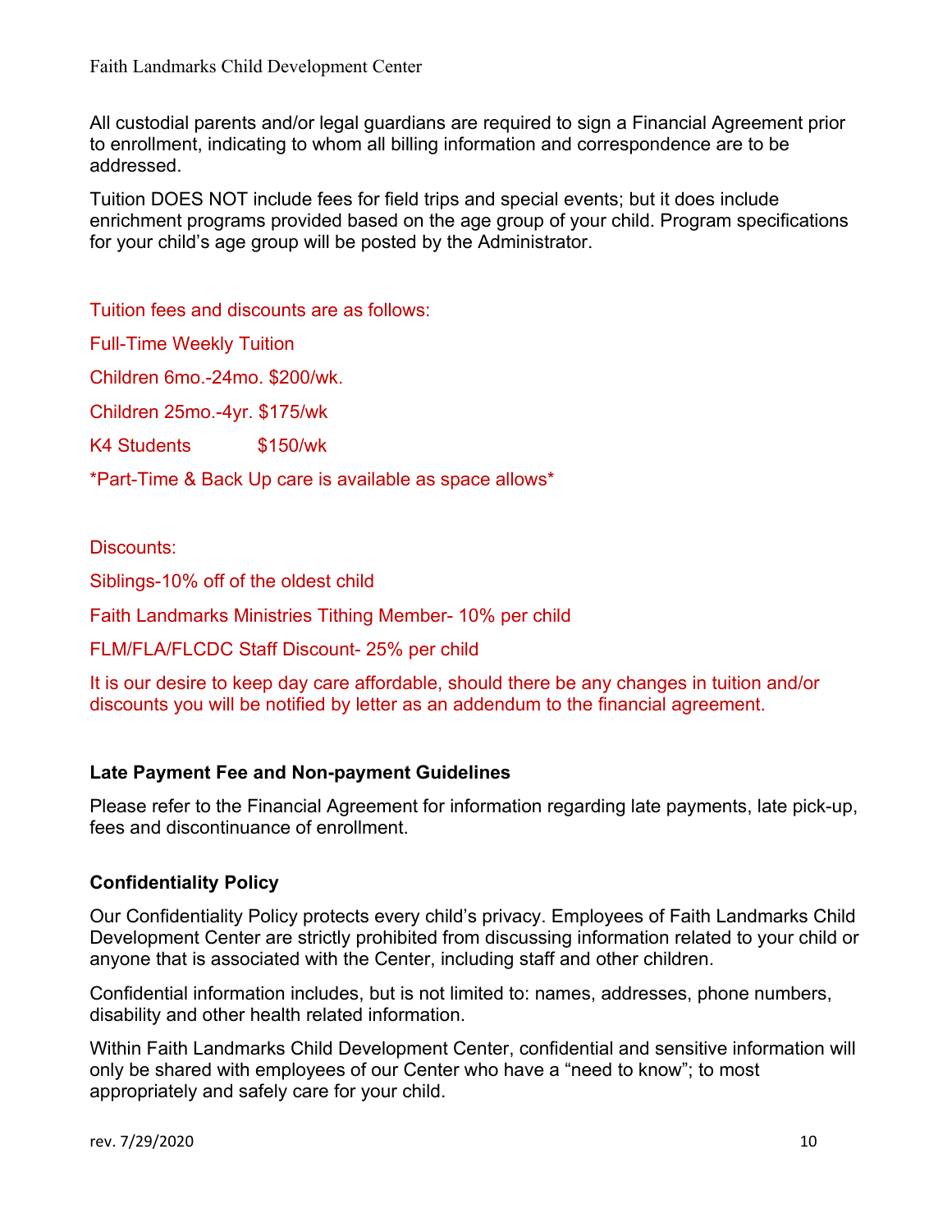All custodial parents and/or legal guardians are required to sign a Financial Agreement prior to enrollment, indicating to whom all billing information and correspondence are to be addressed.

Tuition DOES NOT include fees for field trips and special events; but it does include enrichment programs provided based on the age group of your child. Program specifications for your child's age group will be posted by the Administrator.

Tuition fees and discounts are as follows:

Full-Time Weekly Tuition

Children 6mo.-24mo. $200/wk.

Children 25mo.-4yr. $175/wk

K4 Students $150/wk

*Part-Time & Back Up care is available as space allows*

Discounts:

Siblings-10% off of the oldest child

Faith Landmarks Ministries Tithing Member- 10% per child

FLM/FLA/FLCDC Staff Discount- 25% per child

It is our desire to keep day care affordable, should there be any changes in tuition and/or discounts you will be notified by letter as an addendum to the financial agreement.

**Late Payment Fee and Non-payment Guidelines**

Please refer to the Financial Agreement for information regarding late payments, late pick-up, fees and discontinuance of enrollment.

**Confidentiality Policy**

Our Confidentiality Policy protects every child's privacy. Employees of Faith Landmarks Child Development Center are strictly prohibited from discussing information related to your child or anyone that is associated with the Center, including staff and other children.

Confidential information includes, but is not limited to: names, addresses, phone numbers, disability and other health related information.

Within Faith Landmarks Child Development Center, confidential and sensitive information will only be shared with employees of our Center who have a "need to know"; to most appropriately and safely care for your child.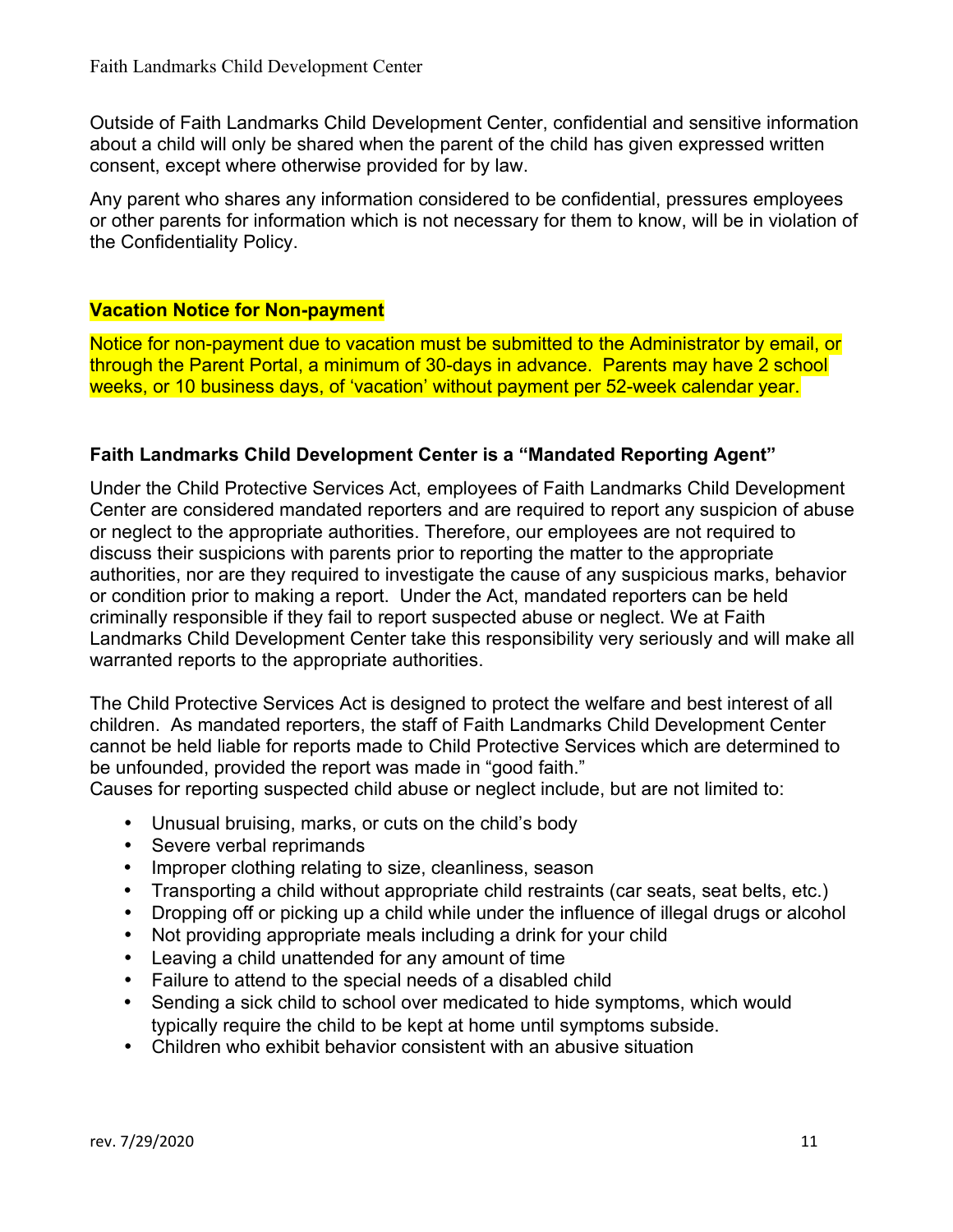Outside of Faith Landmarks Child Development Center, confidential and sensitive information about a child will only be shared when the parent of the child has given expressed written consent, except where otherwise provided for by law.

Any parent who shares any information considered to be confidential, pressures employees or other parents for information which is not necessary for them to know, will be in violation of the Confidentiality Policy.

**Vacation Notice for Non-payment**

Notice for non-payment due to vacation must be submitted to the Administrator by email, or through the Parent Portal, a minimum of 30-days in advance. Parents may have 2 school weeks, or 10 business days, of 'vacation' without payment per 52-week calendar year.

**Faith Landmarks Child Development Center is a "Mandated Reporting Agent"**

Under the Child Protective Services Act, employees of Faith Landmarks Child Development Center are considered mandated reporters and are required to report any suspicion of abuse or neglect to the appropriate authorities. Therefore, our employees are not required to discuss their suspicions with parents prior to reporting the matter to the appropriate authorities, nor are they required to investigate the cause of any suspicious marks, behavior or condition prior to making a report. Under the Act, mandated reporters can be held criminally responsible if they fail to report suspected abuse or neglect. We at Faith Landmarks Child Development Center take this responsibility very seriously and will make all warranted reports to the appropriate authorities.

The Child Protective Services Act is designed to protect the welfare and best interest of all children. As mandated reporters, the staff of Faith Landmarks Child Development Center cannot be held liable for reports made to Child Protective Services which are determined to be unfounded, provided the report was made in "good faith."
Causes for reporting suspected child abuse or neglect include, but are not limited to:

- Unusual bruising, marks, or cuts on the child's body
- Severe verbal reprimands
- Improper clothing relating to size, cleanliness, season
- Transporting a child without appropriate child restraints (car seats, seat belts, etc.)
- Dropping off or picking up a child while under the influence of illegal drugs or alcohol
- Not providing appropriate meals including a drink for your child
- Leaving a child unattended for any amount of time
- Failure to attend to the special needs of a disabled child
- Sending a sick child to school over medicated to hide symptoms, which would typically require the child to be kept at home until symptoms subside.
- Children who exhibit behavior consistent with an abusive situation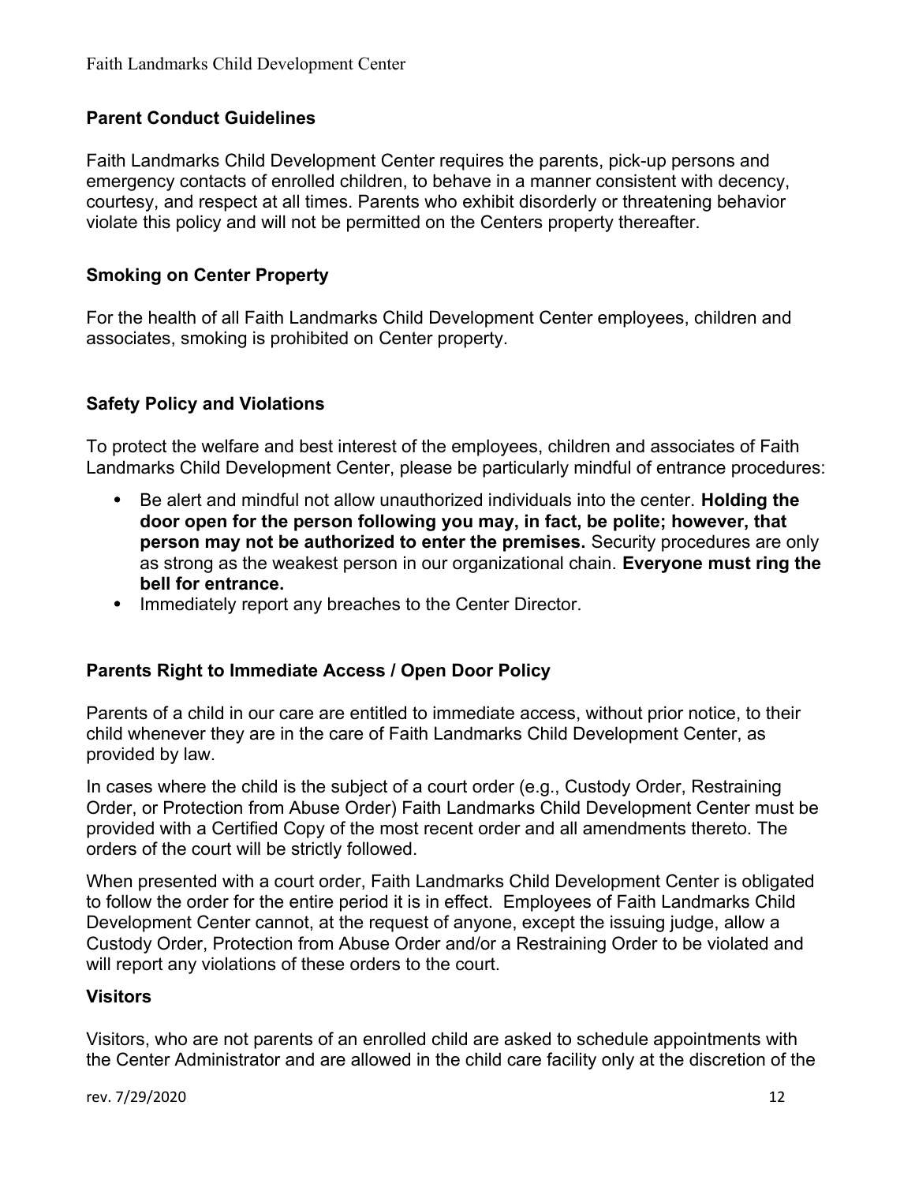## Parent Conduct Guidelines

Faith Landmarks Child Development Center requires the parents, pick-up persons and emergency contacts of enrolled children, to behave in a manner consistent with decency, courtesy, and respect at all times. Parents who exhibit disorderly or threatening behavior violate this policy and will not be permitted on the Centers property thereafter.

## Smoking on Center Property

For the health of all Faith Landmarks Child Development Center employees, children and associates, smoking is prohibited on Center property.

## Safety Policy and Violations

To protect the welfare and best interest of the employees, children and associates of Faith Landmarks Child Development Center, please be particularly mindful of entrance procedures:

- Be alert and mindful not allow unauthorized individuals into the center. **Holding the door open for the person following you may, in fact, be polite; however, that person may not be authorized to enter the premises.** Security procedures are only as strong as the weakest person in our organizational chain. **Everyone must ring the bell for entrance.**
- Immediately report any breaches to the Center Director.

## Parents Right to Immediate Access / Open Door Policy

Parents of a child in our care are entitled to immediate access, without prior notice, to their child whenever they are in the care of Faith Landmarks Child Development Center, as provided by law.

In cases where the child is the subject of a court order (e.g., Custody Order, Restraining Order, or Protection from Abuse Order) Faith Landmarks Child Development Center must be provided with a Certified Copy of the most recent order and all amendments thereto. The orders of the court will be strictly followed.

When presented with a court order, Faith Landmarks Child Development Center is obligated to follow the order for the entire period it is in effect. Employees of Faith Landmarks Child Development Center cannot, at the request of anyone, except the issuing judge, allow a Custody Order, Protection from Abuse Order and/or a Restraining Order to be violated and will report any violations of these orders to the court.

## Visitors

Visitors, who are not parents of an enrolled child are asked to schedule appointments with the Center Administrator and are allowed in the child care facility only at the discretion of the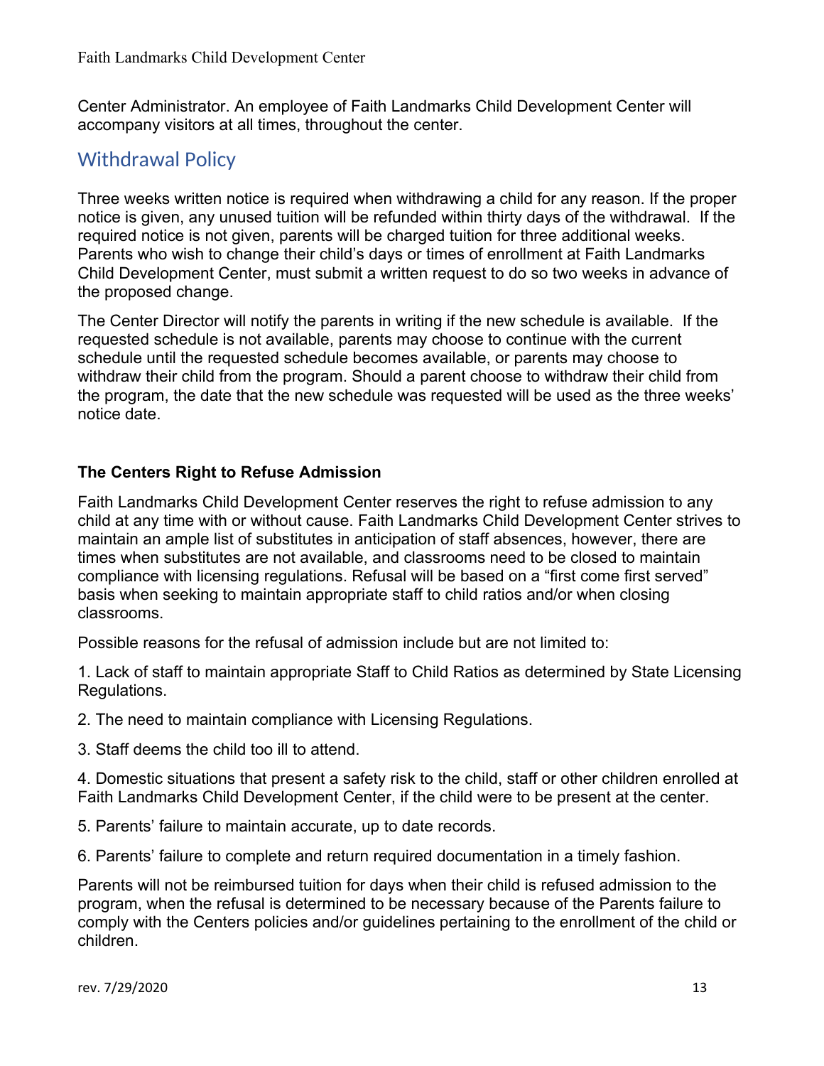Center Administrator. An employee of Faith Landmarks Child Development Center will accompany visitors at all times, throughout the center.

## Withdrawal Policy

Three weeks written notice is required when withdrawing a child for any reason. If the proper notice is given, any unused tuition will be refunded within thirty days of the withdrawal. If the required notice is not given, parents will be charged tuition for three additional weeks. Parents who wish to change their child's days or times of enrollment at Faith Landmarks Child Development Center, must submit a written request to do so two weeks in advance of the proposed change.

The Center Director will notify the parents in writing if the new schedule is available. If the requested schedule is not available, parents may choose to continue with the current schedule until the requested schedule becomes available, or parents may choose to withdraw their child from the program. Should a parent choose to withdraw their child from the program, the date that the new schedule was requested will be used as the three weeks' notice date.

**The Centers Right to Refuse Admission**

Faith Landmarks Child Development Center reserves the right to refuse admission to any child at any time with or without cause. Faith Landmarks Child Development Center strives to maintain an ample list of substitutes in anticipation of staff absences, however, there are times when substitutes are not available, and classrooms need to be closed to maintain compliance with licensing regulations. Refusal will be based on a "first come first served" basis when seeking to maintain appropriate staff to child ratios and/or when closing classrooms.

Possible reasons for the refusal of admission include but are not limited to:

1. Lack of staff to maintain appropriate Staff to Child Ratios as determined by State Licensing Regulations.

2. The need to maintain compliance with Licensing Regulations.

3. Staff deems the child too ill to attend.

4. Domestic situations that present a safety risk to the child, staff or other children enrolled at Faith Landmarks Child Development Center, if the child were to be present at the center.

5. Parents' failure to maintain accurate, up to date records.

6. Parents' failure to complete and return required documentation in a timely fashion.

Parents will not be reimbursed tuition for days when their child is refused admission to the program, when the refusal is determined to be necessary because of the Parents failure to comply with the Centers policies and/or guidelines pertaining to the enrollment of the child or children.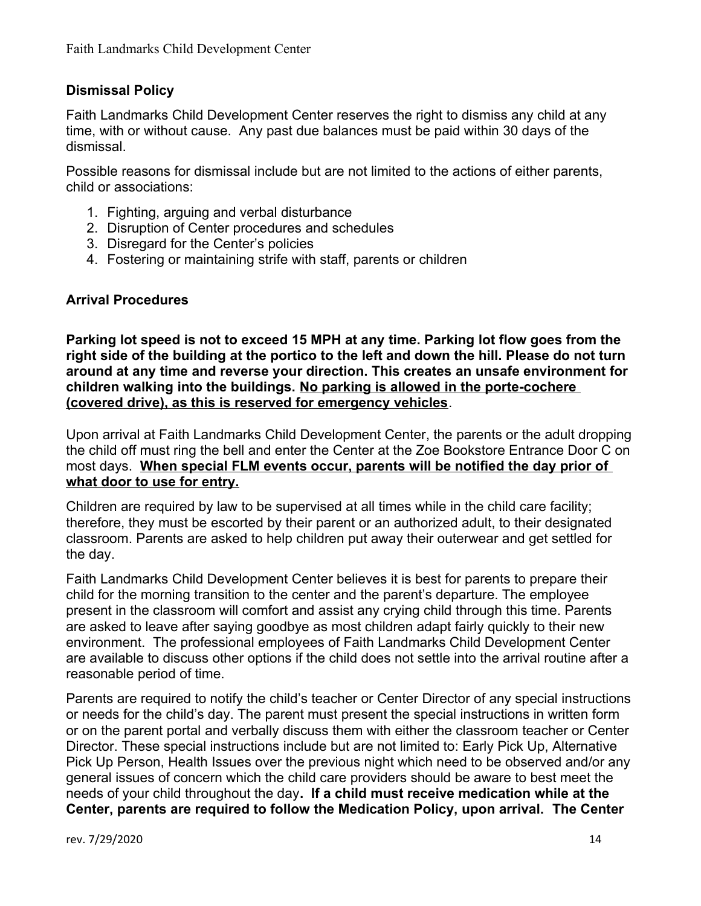## Dismissal Policy

Faith Landmarks Child Development Center reserves the right to dismiss any child at any time, with or without cause. Any past due balances must be paid within 30 days of the dismissal.

Possible reasons for dismissal include but are not limited to the actions of either parents, child or associations:

1. Fighting, arguing and verbal disturbance
2. Disruption of Center procedures and schedules
3. Disregard for the Center's policies
4. Fostering or maintaining strife with staff, parents or children

## Arrival Procedures

**Parking lot speed is not to exceed 15 MPH at any time. Parking lot flow goes from the right side of the building at the portico to the left and down the hill. Please do not turn around at any time and reverse your direction. This creates an unsafe environment for children walking into the buildings. <u>No parking is allowed in the porte-cochere (covered drive), as this is reserved for emergency vehicles</u>**.

Upon arrival at Faith Landmarks Child Development Center, the parents or the adult dropping the child off must ring the bell and enter the Center at the Zoe Bookstore Entrance Door C on most days. **<u>When special FLM events occur, parents will be notified the day prior of what door to use for entry.</u>**

Children are required by law to be supervised at all times while in the child care facility; therefore, they must be escorted by their parent or an authorized adult, to their designated classroom. Parents are asked to help children put away their outerwear and get settled for the day.

Faith Landmarks Child Development Center believes it is best for parents to prepare their child for the morning transition to the center and the parent's departure. The employee present in the classroom will comfort and assist any crying child through this time. Parents are asked to leave after saying goodbye as most children adapt fairly quickly to their new environment. The professional employees of Faith Landmarks Child Development Center are available to discuss other options if the child does not settle into the arrival routine after a reasonable period of time.

Parents are required to notify the child's teacher or Center Director of any special instructions or needs for the child's day. The parent must present the special instructions in written form or on the parent portal and verbally discuss them with either the classroom teacher or Center Director. These special instructions include but are not limited to: Early Pick Up, Alternative Pick Up Person, Health Issues over the previous night which need to be observed and/or any general issues of concern which the child care providers should be aware to best meet the needs of your child throughout the day**. If a child must receive medication while at the Center, parents are required to follow the Medication Policy, upon arrival. The Center**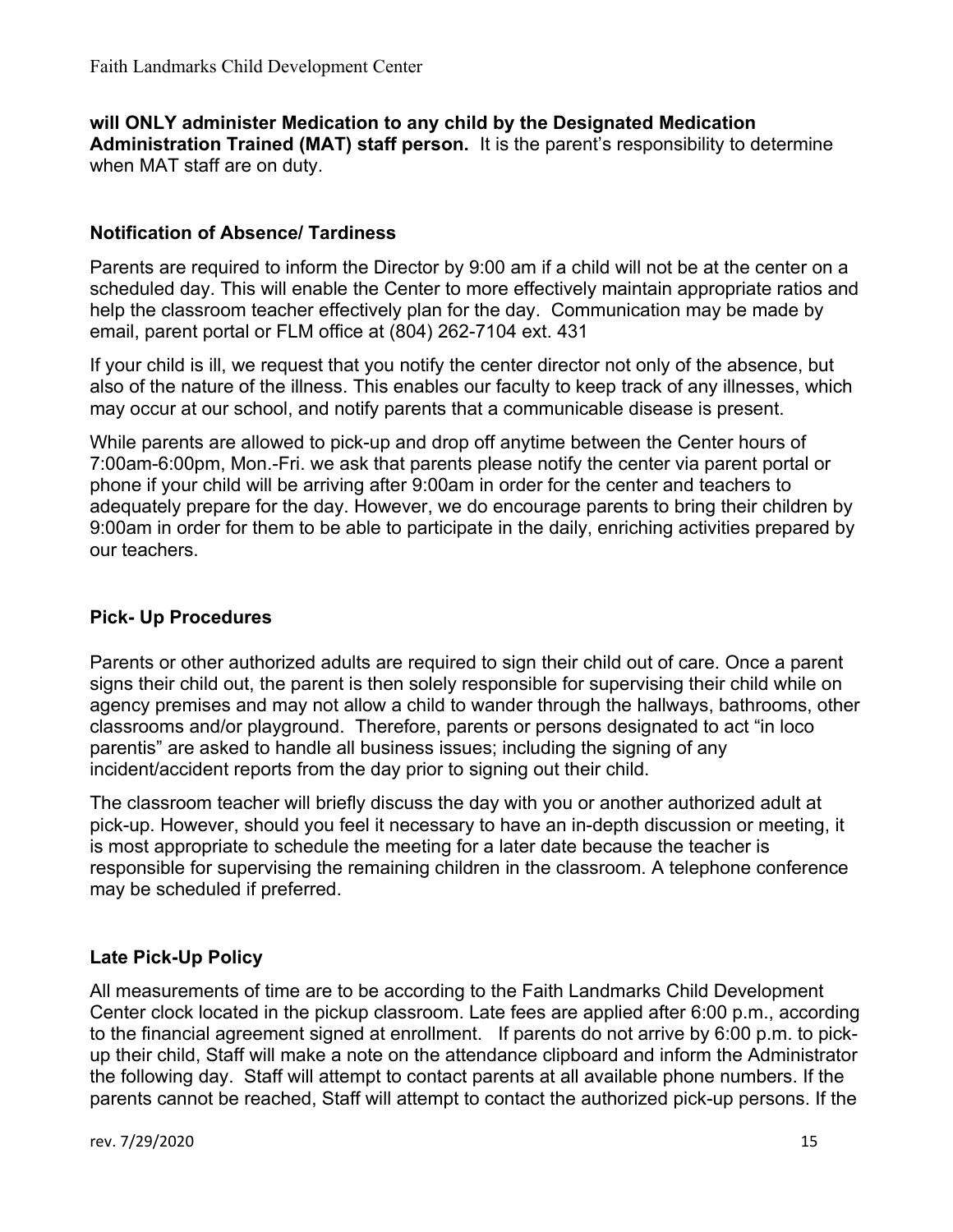**will ONLY administer Medication to any child by the Designated Medication Administration Trained (MAT) staff person.** It is the parent's responsibility to determine when MAT staff are on duty.

### Notification of Absence/ Tardiness

Parents are required to inform the Director by 9:00 am if a child will not be at the center on a scheduled day. This will enable the Center to more effectively maintain appropriate ratios and help the classroom teacher effectively plan for the day. Communication may be made by email, parent portal or FLM office at (804) 262-7104 ext. 431

If your child is ill, we request that you notify the center director not only of the absence, but also of the nature of the illness. This enables our faculty to keep track of any illnesses, which may occur at our school, and notify parents that a communicable disease is present.

While parents are allowed to pick-up and drop off anytime between the Center hours of 7:00am-6:00pm, Mon.-Fri. we ask that parents please notify the center via parent portal or phone if your child will be arriving after 9:00am in order for the center and teachers to adequately prepare for the day. However, we do encourage parents to bring their children by 9:00am in order for them to be able to participate in the daily, enriching activities prepared by our teachers.

### Pick- Up Procedures

Parents or other authorized adults are required to sign their child out of care. Once a parent signs their child out, the parent is then solely responsible for supervising their child while on agency premises and may not allow a child to wander through the hallways, bathrooms, other classrooms and/or playground. Therefore, parents or persons designated to act "in loco parentis" are asked to handle all business issues; including the signing of any incident/accident reports from the day prior to signing out their child.

The classroom teacher will briefly discuss the day with you or another authorized adult at pick-up. However, should you feel it necessary to have an in-depth discussion or meeting, it is most appropriate to schedule the meeting for a later date because the teacher is responsible for supervising the remaining children in the classroom. A telephone conference may be scheduled if preferred.

### Late Pick-Up Policy

All measurements of time are to be according to the Faith Landmarks Child Development Center clock located in the pickup classroom. Late fees are applied after 6:00 p.m., according to the financial agreement signed at enrollment. If parents do not arrive by 6:00 p.m. to pick-up their child, Staff will make a note on the attendance clipboard and inform the Administrator the following day. Staff will attempt to contact parents at all available phone numbers. If the parents cannot be reached, Staff will attempt to contact the authorized pick-up persons. If the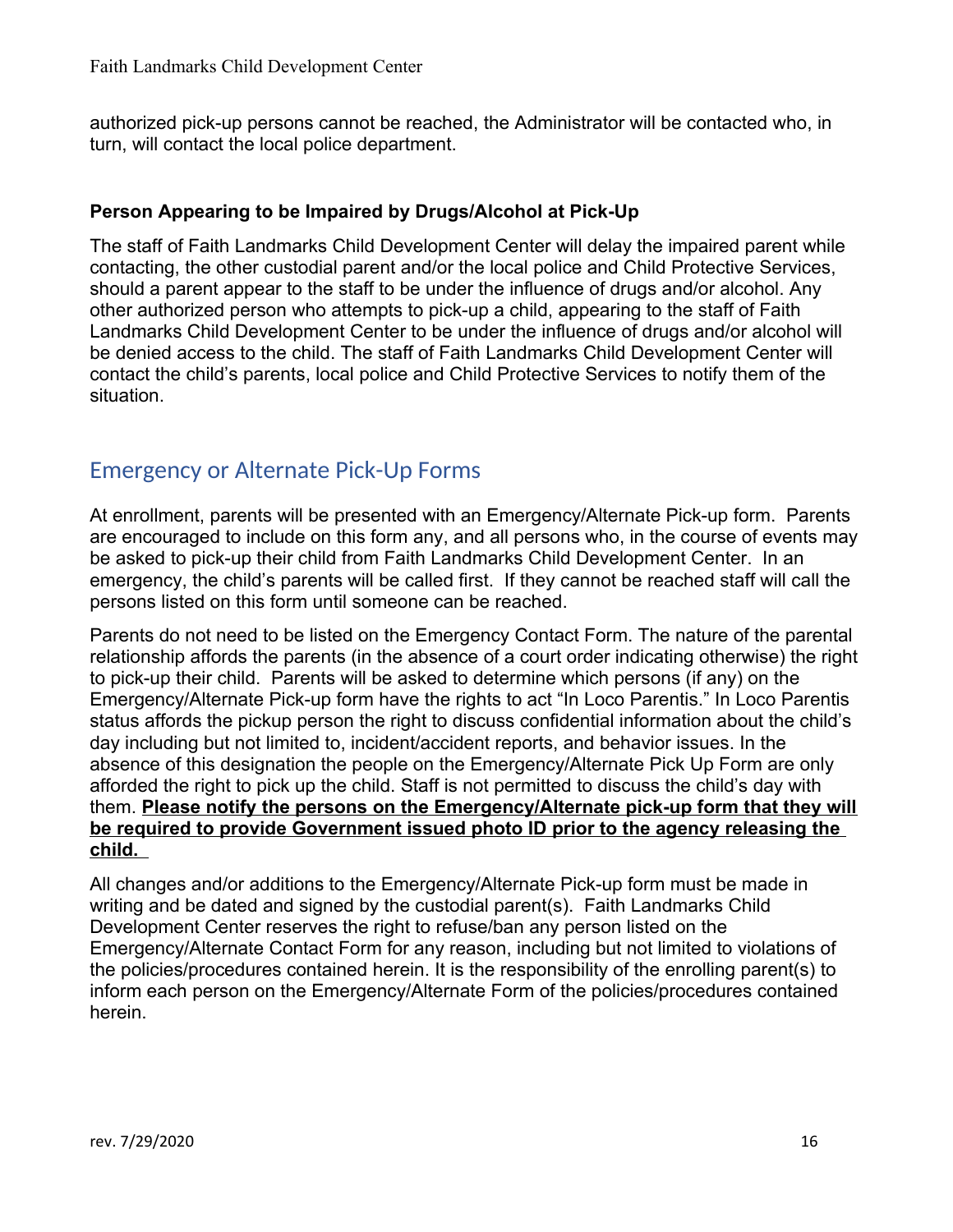authorized pick-up persons cannot be reached, the Administrator will be contacted who, in turn, will contact the local police department.

### Person Appearing to be Impaired by Drugs/Alcohol at Pick-Up

The staff of Faith Landmarks Child Development Center will delay the impaired parent while contacting, the other custodial parent and/or the local police and Child Protective Services, should a parent appear to the staff to be under the influence of drugs and/or alcohol. Any other authorized person who attempts to pick-up a child, appearing to the staff of Faith Landmarks Child Development Center to be under the influence of drugs and/or alcohol will be denied access to the child. The staff of Faith Landmarks Child Development Center will contact the child's parents, local police and Child Protective Services to notify them of the situation.

## Emergency or Alternate Pick-Up Forms

At enrollment, parents will be presented with an Emergency/Alternate Pick-up form. Parents are encouraged to include on this form any, and all persons who, in the course of events may be asked to pick-up their child from Faith Landmarks Child Development Center. In an emergency, the child's parents will be called first. If they cannot be reached staff will call the persons listed on this form until someone can be reached.

Parents do not need to be listed on the Emergency Contact Form. The nature of the parental relationship affords the parents (in the absence of a court order indicating otherwise) the right to pick-up their child. Parents will be asked to determine which persons (if any) on the Emergency/Alternate Pick-up form have the rights to act "In Loco Parentis." In Loco Parentis status affords the pickup person the right to discuss confidential information about the child's day including but not limited to, incident/accident reports, and behavior issues. In the absence of this designation the people on the Emergency/Alternate Pick Up Form are only afforded the right to pick up the child. Staff is not permitted to discuss the child's day with them. **Please notify the persons on the Emergency/Alternate pick-up form that they will be required to provide Government issued photo ID prior to the agency releasing the child.**

All changes and/or additions to the Emergency/Alternate Pick-up form must be made in writing and be dated and signed by the custodial parent(s). Faith Landmarks Child Development Center reserves the right to refuse/ban any person listed on the Emergency/Alternate Contact Form for any reason, including but not limited to violations of the policies/procedures contained herein. It is the responsibility of the enrolling parent(s) to inform each person on the Emergency/Alternate Form of the policies/procedures contained herein.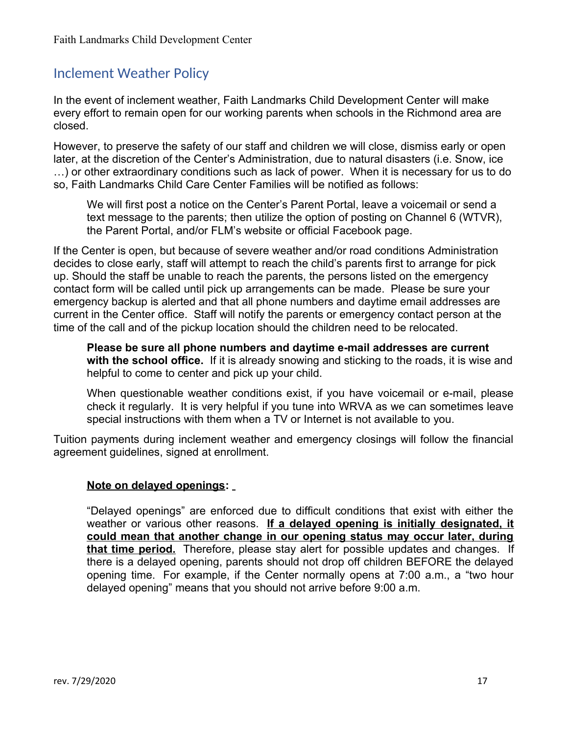## Inclement Weather Policy

In the event of inclement weather, Faith Landmarks Child Development Center will make every effort to remain open for our working parents when schools in the Richmond area are closed.

However, to preserve the safety of our staff and children we will close, dismiss early or open later, at the discretion of the Center's Administration, due to natural disasters (i.e. Snow, ice …) or other extraordinary conditions such as lack of power. When it is necessary for us to do so, Faith Landmarks Child Care Center Families will be notified as follows:

> We will first post a notice on the Center's Parent Portal, leave a voicemail or send a text message to the parents; then utilize the option of posting on Channel 6 (WTVR), the Parent Portal, and/or FLM's website or official Facebook page.

If the Center is open, but because of severe weather and/or road conditions Administration decides to close early, staff will attempt to reach the child's parents first to arrange for pick up. Should the staff be unable to reach the parents, the persons listed on the emergency contact form will be called until pick up arrangements can be made. Please be sure your emergency backup is alerted and that all phone numbers and daytime email addresses are current in the Center office. Staff will notify the parents or emergency contact person at the time of the call and of the pickup location should the children need to be relocated.

> **Please be sure all phone numbers and daytime e-mail addresses are current with the school office.** If it is already snowing and sticking to the roads, it is wise and helpful to come to center and pick up your child.
>
> When questionable weather conditions exist, if you have voicemail or e-mail, please check it regularly. It is very helpful if you tune into WRVA as we can sometimes leave special instructions with them when a TV or Internet is not available to you.

Tuition payments during inclement weather and emergency closings will follow the financial agreement guidelines, signed at enrollment.

> **Note on delayed openings:**
>
> "Delayed openings" are enforced due to difficult conditions that exist with either the weather or various other reasons. **If a delayed opening is initially designated, it could mean that another change in our opening status may occur later, during that time period.** Therefore, please stay alert for possible updates and changes. If there is a delayed opening, parents should not drop off children BEFORE the delayed opening time. For example, if the Center normally opens at 7:00 a.m., a "two hour delayed opening" means that you should not arrive before 9:00 a.m.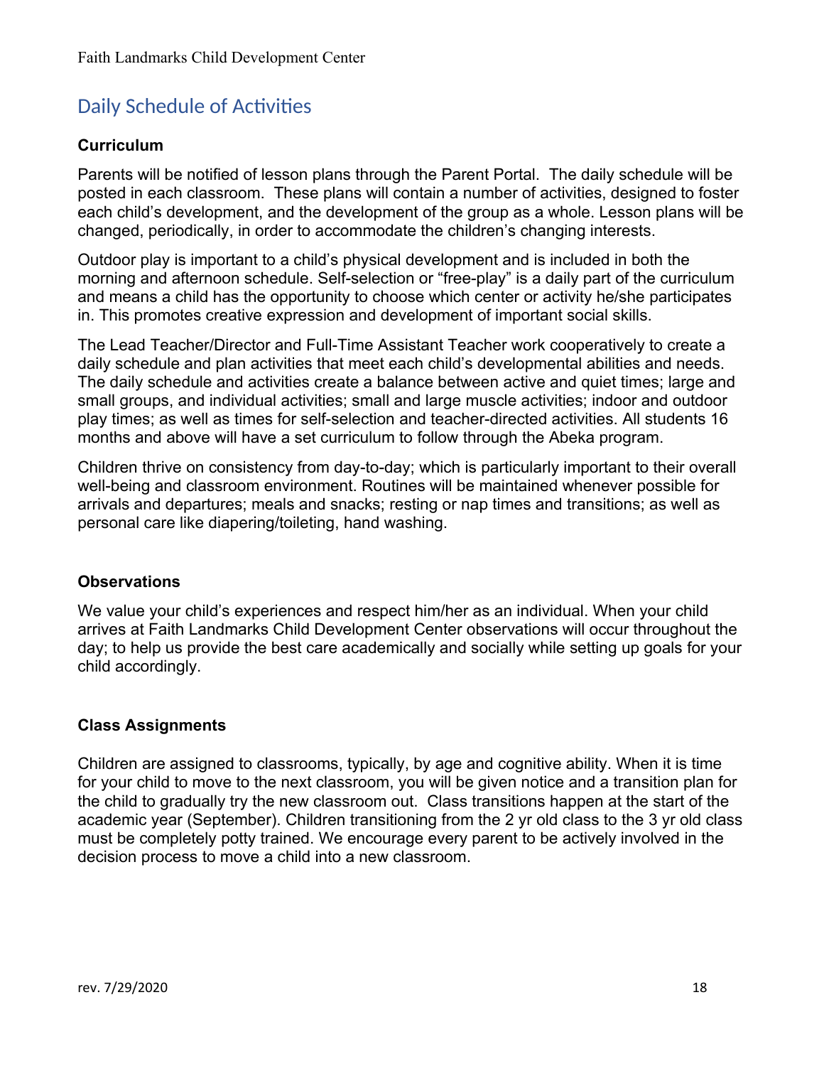## Daily Schedule of Activities

### Curriculum

Parents will be notified of lesson plans through the Parent Portal. The daily schedule will be posted in each classroom. These plans will contain a number of activities, designed to foster each child's development, and the development of the group as a whole. Lesson plans will be changed, periodically, in order to accommodate the children's changing interests.

Outdoor play is important to a child's physical development and is included in both the morning and afternoon schedule. Self-selection or "free-play" is a daily part of the curriculum and means a child has the opportunity to choose which center or activity he/she participates in. This promotes creative expression and development of important social skills.

The Lead Teacher/Director and Full-Time Assistant Teacher work cooperatively to create a daily schedule and plan activities that meet each child's developmental abilities and needs. The daily schedule and activities create a balance between active and quiet times; large and small groups, and individual activities; small and large muscle activities; indoor and outdoor play times; as well as times for self-selection and teacher-directed activities. All students 16 months and above will have a set curriculum to follow through the Abeka program.

Children thrive on consistency from day-to-day; which is particularly important to their overall well-being and classroom environment. Routines will be maintained whenever possible for arrivals and departures; meals and snacks; resting or nap times and transitions; as well as personal care like diapering/toileting, hand washing.

### Observations

We value your child's experiences and respect him/her as an individual. When your child arrives at Faith Landmarks Child Development Center observations will occur throughout the day; to help us provide the best care academically and socially while setting up goals for your child accordingly.

### Class Assignments

Children are assigned to classrooms, typically, by age and cognitive ability. When it is time for your child to move to the next classroom, you will be given notice and a transition plan for the child to gradually try the new classroom out. Class transitions happen at the start of the academic year (September). Children transitioning from the 2 yr old class to the 3 yr old class must be completely potty trained. We encourage every parent to be actively involved in the decision process to move a child into a new classroom.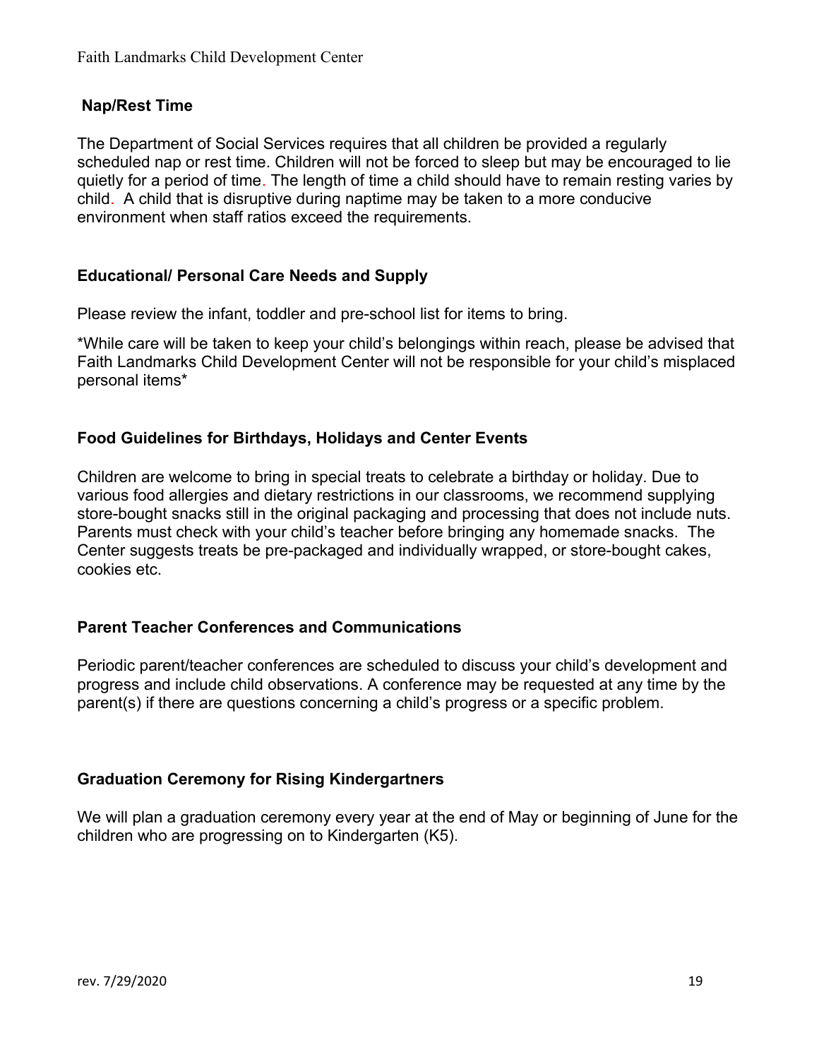## Nap/Rest Time

The Department of Social Services requires that all children be provided a regularly scheduled nap or rest time. Children will not be forced to sleep but may be encouraged to lie quietly for a period of time. The length of time a child should have to remain resting varies by child. A child that is disruptive during naptime may be taken to a more conducive environment when staff ratios exceed the requirements.

## Educational/ Personal Care Needs and Supply

Please review the infant, toddler and pre-school list for items to bring.

*While care will be taken to keep your child's belongings within reach, please be advised that Faith Landmarks Child Development Center will not be responsible for your child's misplaced personal items*

## Food Guidelines for Birthdays, Holidays and Center Events

Children are welcome to bring in special treats to celebrate a birthday or holiday. Due to various food allergies and dietary restrictions in our classrooms, we recommend supplying store-bought snacks still in the original packaging and processing that does not include nuts. Parents must check with your child's teacher before bringing any homemade snacks. The Center suggests treats be pre-packaged and individually wrapped, or store-bought cakes, cookies etc.

## Parent Teacher Conferences and Communications

Periodic parent/teacher conferences are scheduled to discuss your child's development and progress and include child observations. A conference may be requested at any time by the parent(s) if there are questions concerning a child's progress or a specific problem.

## Graduation Ceremony for Rising Kindergartners

We will plan a graduation ceremony every year at the end of May or beginning of June for the children who are progressing on to Kindergarten (K5).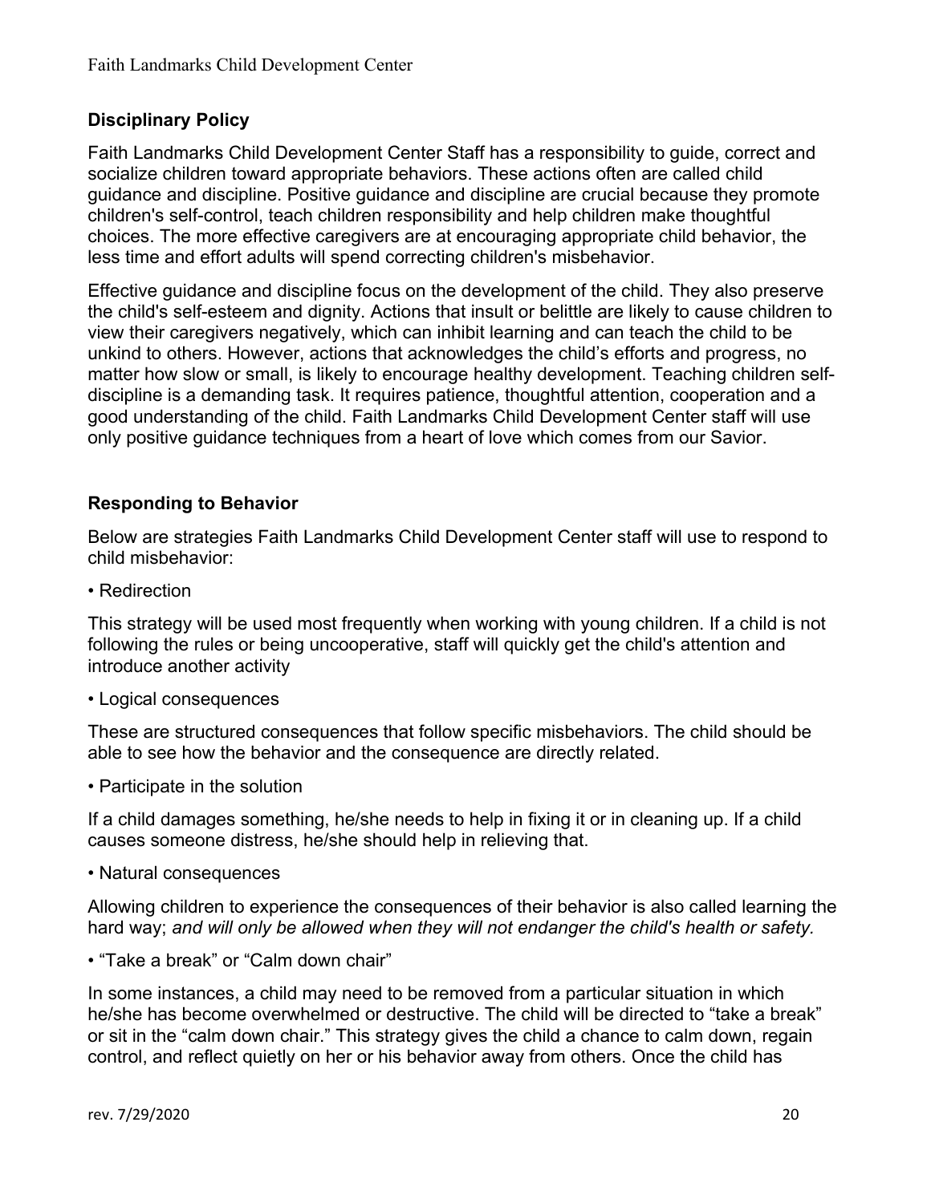## Disciplinary Policy

Faith Landmarks Child Development Center Staff has a responsibility to guide, correct and socialize children toward appropriate behaviors. These actions often are called child guidance and discipline. Positive guidance and discipline are crucial because they promote children's self-control, teach children responsibility and help children make thoughtful choices. The more effective caregivers are at encouraging appropriate child behavior, the less time and effort adults will spend correcting children's misbehavior.

Effective guidance and discipline focus on the development of the child. They also preserve the child's self-esteem and dignity. Actions that insult or belittle are likely to cause children to view their caregivers negatively, which can inhibit learning and can teach the child to be unkind to others. However, actions that acknowledges the child's efforts and progress, no matter how slow or small, is likely to encourage healthy development. Teaching children self-discipline is a demanding task. It requires patience, thoughtful attention, cooperation and a good understanding of the child. Faith Landmarks Child Development Center staff will use only positive guidance techniques from a heart of love which comes from our Savior.

## Responding to Behavior

Below are strategies Faith Landmarks Child Development Center staff will use to respond to child misbehavior:

• Redirection

This strategy will be used most frequently when working with young children. If a child is not following the rules or being uncooperative, staff will quickly get the child's attention and introduce another activity

• Logical consequences

These are structured consequences that follow specific misbehaviors. The child should be able to see how the behavior and the consequence are directly related.

• Participate in the solution

If a child damages something, he/she needs to help in fixing it or in cleaning up. If a child causes someone distress, he/she should help in relieving that.

• Natural consequences

Allowing children to experience the consequences of their behavior is also called learning the hard way; *and will only be allowed when they will not endanger the child's health or safety.*

• "Take a break" or "Calm down chair"

In some instances, a child may need to be removed from a particular situation in which he/she has become overwhelmed or destructive. The child will be directed to "take a break" or sit in the "calm down chair." This strategy gives the child a chance to calm down, regain control, and reflect quietly on her or his behavior away from others. Once the child has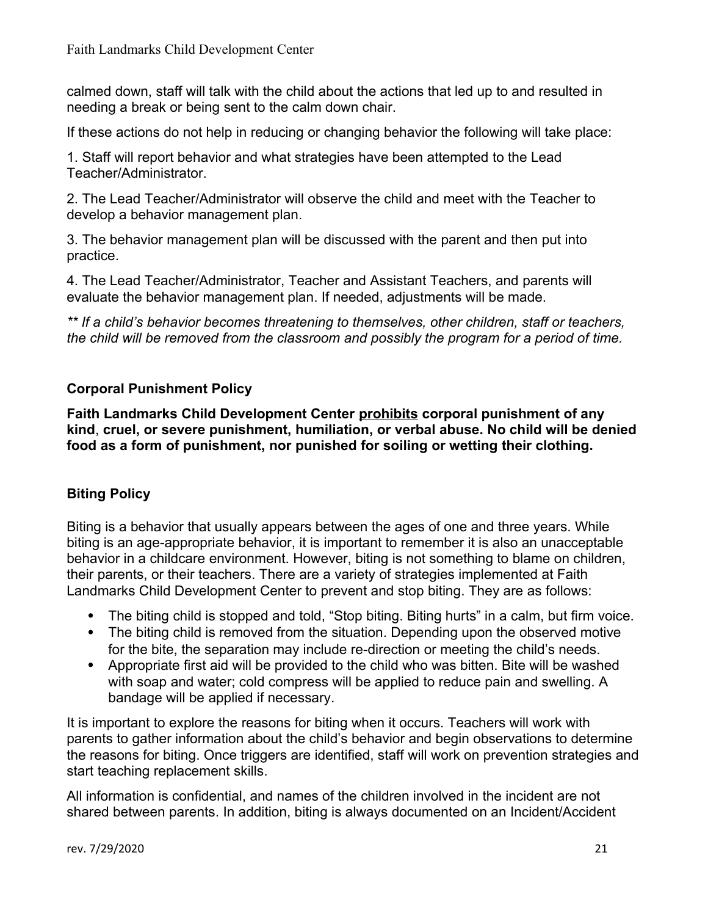calmed down, staff will talk with the child about the actions that led up to and resulted in needing a break or being sent to the calm down chair.

If these actions do not help in reducing or changing behavior the following will take place:

1. Staff will report behavior and what strategies have been attempted to the Lead Teacher/Administrator.

2. The Lead Teacher/Administrator will observe the child and meet with the Teacher to develop a behavior management plan.

3. The behavior management plan will be discussed with the parent and then put into practice.

4. The Lead Teacher/Administrator, Teacher and Assistant Teachers, and parents will evaluate the behavior management plan. If needed, adjustments will be made.

*** If a child's behavior becomes threatening to themselves, other children, staff or teachers, the child will be removed from the classroom and possibly the program for a period of time.*

### Corporal Punishment Policy

**Faith Landmarks Child Development Center <u>prohibits</u> corporal punishment of any kind, cruel, or severe punishment, humiliation, or verbal abuse. No child will be denied food as a form of punishment, nor punished for soiling or wetting their clothing.**

### Biting Policy

Biting is a behavior that usually appears between the ages of one and three years. While biting is an age-appropriate behavior, it is important to remember it is also an unacceptable behavior in a childcare environment. However, biting is not something to blame on children, their parents, or their teachers. There are a variety of strategies implemented at Faith Landmarks Child Development Center to prevent and stop biting. They are as follows:

- The biting child is stopped and told, "Stop biting. Biting hurts" in a calm, but firm voice.
- The biting child is removed from the situation. Depending upon the observed motive for the bite, the separation may include re-direction or meeting the child's needs.
- Appropriate first aid will be provided to the child who was bitten. Bite will be washed with soap and water; cold compress will be applied to reduce pain and swelling. A bandage will be applied if necessary.

It is important to explore the reasons for biting when it occurs. Teachers will work with parents to gather information about the child's behavior and begin observations to determine the reasons for biting. Once triggers are identified, staff will work on prevention strategies and start teaching replacement skills.

All information is confidential, and names of the children involved in the incident are not shared between parents. In addition, biting is always documented on an Incident/Accident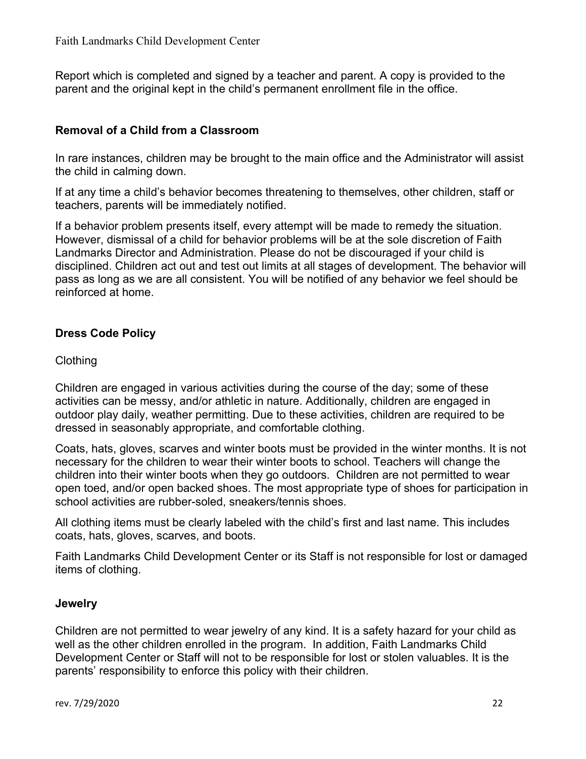Report which is completed and signed by a teacher and parent. A copy is provided to the parent and the original kept in the child's permanent enrollment file in the office.

## Removal of a Child from a Classroom

In rare instances, children may be brought to the main office and the Administrator will assist the child in calming down.

If at any time a child's behavior becomes threatening to themselves, other children, staff or teachers, parents will be immediately notified.

If a behavior problem presents itself, every attempt will be made to remedy the situation. However, dismissal of a child for behavior problems will be at the sole discretion of Faith Landmarks Director and Administration. Please do not be discouraged if your child is disciplined. Children act out and test out limits at all stages of development. The behavior will pass as long as we are all consistent. You will be notified of any behavior we feel should be reinforced at home.

## Dress Code Policy

Clothing

Children are engaged in various activities during the course of the day; some of these activities can be messy, and/or athletic in nature. Additionally, children are engaged in outdoor play daily, weather permitting. Due to these activities, children are required to be dressed in seasonably appropriate, and comfortable clothing.

Coats, hats, gloves, scarves and winter boots must be provided in the winter months. It is not necessary for the children to wear their winter boots to school. Teachers will change the children into their winter boots when they go outdoors. Children are not permitted to wear open toed, and/or open backed shoes. The most appropriate type of shoes for participation in school activities are rubber-soled, sneakers/tennis shoes.

All clothing items must be clearly labeled with the child's first and last name. This includes coats, hats, gloves, scarves, and boots.

Faith Landmarks Child Development Center or its Staff is not responsible for lost or damaged items of clothing.

## Jewelry

Children are not permitted to wear jewelry of any kind. It is a safety hazard for your child as well as the other children enrolled in the program. In addition, Faith Landmarks Child Development Center or Staff will not to be responsible for lost or stolen valuables. It is the parents' responsibility to enforce this policy with their children.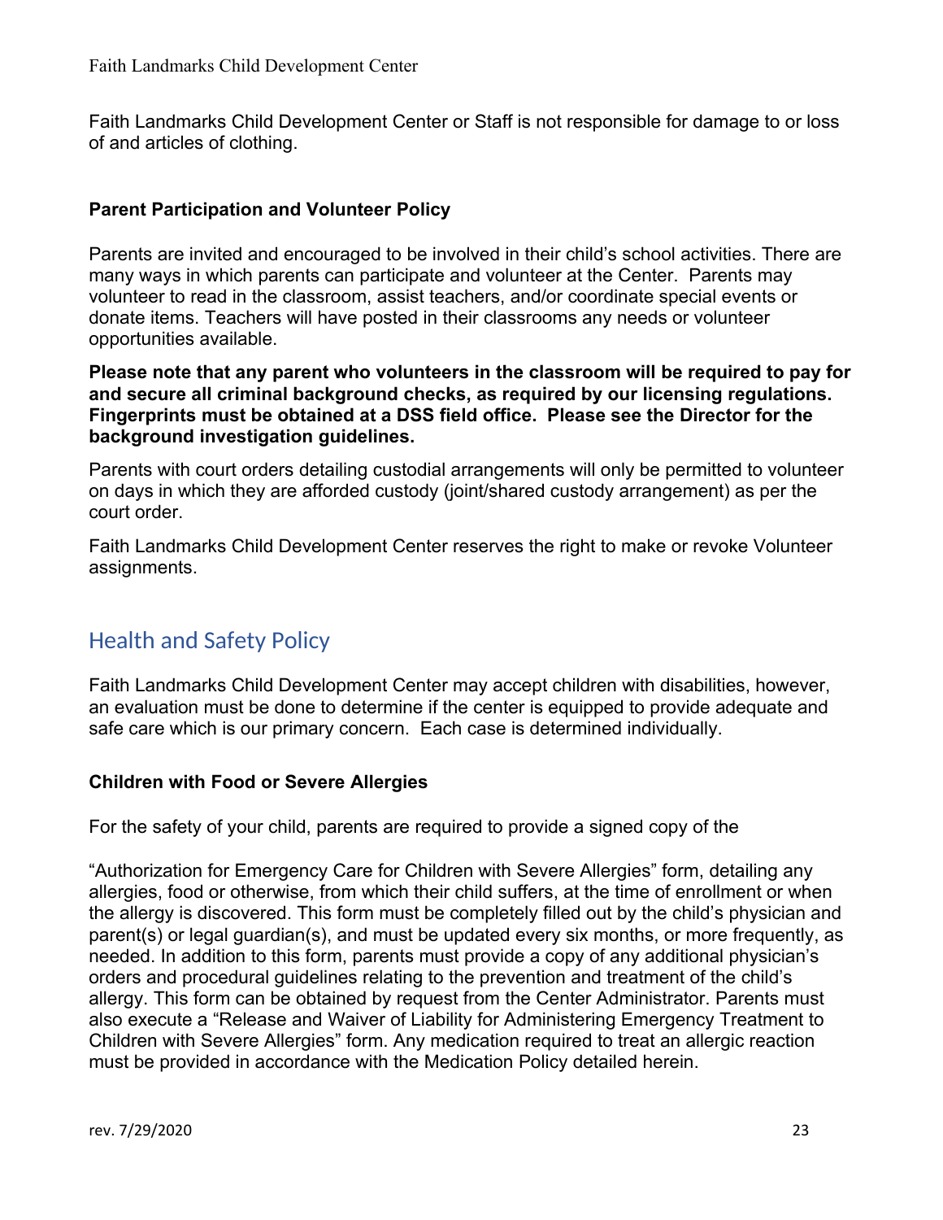Faith Landmarks Child Development Center or Staff is not responsible for damage to or loss of and articles of clothing.

**Parent Participation and Volunteer Policy**

Parents are invited and encouraged to be involved in their child's school activities. There are many ways in which parents can participate and volunteer at the Center. Parents may volunteer to read in the classroom, assist teachers, and/or coordinate special events or donate items. Teachers will have posted in their classrooms any needs or volunteer opportunities available.

**Please note that any parent who volunteers in the classroom will be required to pay for and secure all criminal background checks, as required by our licensing regulations. Fingerprints must be obtained at a DSS field office. Please see the Director for the background investigation guidelines.**

Parents with court orders detailing custodial arrangements will only be permitted to volunteer on days in which they are afforded custody (joint/shared custody arrangement) as per the court order.

Faith Landmarks Child Development Center reserves the right to make or revoke Volunteer assignments.

## Health and Safety Policy

Faith Landmarks Child Development Center may accept children with disabilities, however, an evaluation must be done to determine if the center is equipped to provide adequate and safe care which is our primary concern. Each case is determined individually.

**Children with Food or Severe Allergies**

For the safety of your child, parents are required to provide a signed copy of the

"Authorization for Emergency Care for Children with Severe Allergies" form, detailing any allergies, food or otherwise, from which their child suffers, at the time of enrollment or when the allergy is discovered. This form must be completely filled out by the child's physician and parent(s) or legal guardian(s), and must be updated every six months, or more frequently, as needed. In addition to this form, parents must provide a copy of any additional physician's orders and procedural guidelines relating to the prevention and treatment of the child's allergy. This form can be obtained by request from the Center Administrator. Parents must also execute a "Release and Waiver of Liability for Administering Emergency Treatment to Children with Severe Allergies" form. Any medication required to treat an allergic reaction must be provided in accordance with the Medication Policy detailed herein.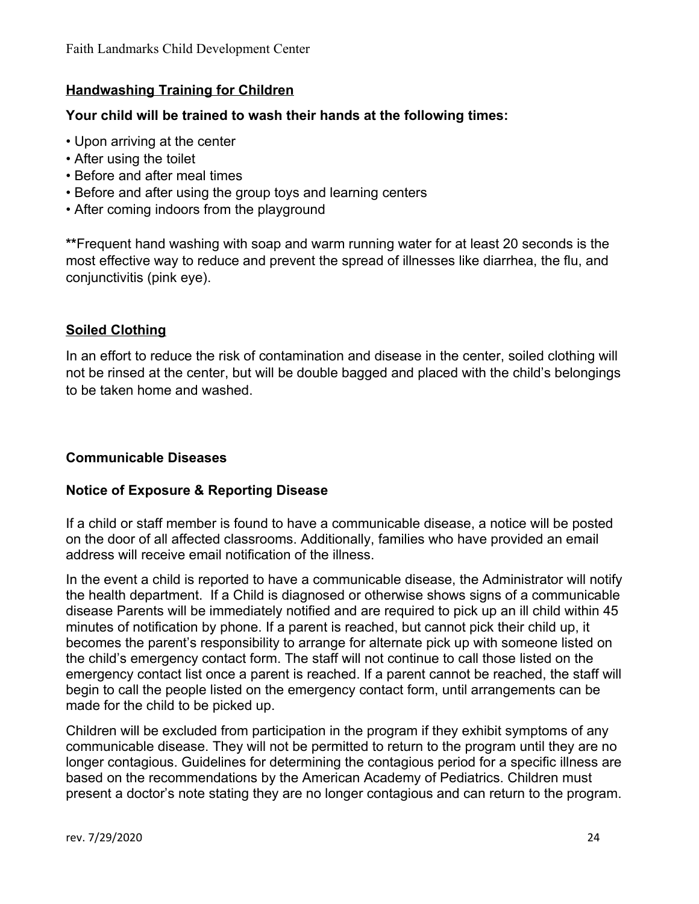## Handwashing Training for Children

**Your child will be trained to wash their hands at the following times:**

- Upon arriving at the center
- After using the toilet
- Before and after meal times
- Before and after using the group toys and learning centers
- After coming indoors from the playground

**\*\***Frequent hand washing with soap and warm running water for at least 20 seconds is the most effective way to reduce and prevent the spread of illnesses like diarrhea, the flu, and conjunctivitis (pink eye).

## Soiled Clothing

In an effort to reduce the risk of contamination and disease in the center, soiled clothing will not be rinsed at the center, but will be double bagged and placed with the child's belongings to be taken home and washed.

## Communicable Diseases

### Notice of Exposure & Reporting Disease

If a child or staff member is found to have a communicable disease, a notice will be posted on the door of all affected classrooms. Additionally, families who have provided an email address will receive email notification of the illness.

In the event a child is reported to have a communicable disease, the Administrator will notify the health department. If a Child is diagnosed or otherwise shows signs of a communicable disease Parents will be immediately notified and are required to pick up an ill child within 45 minutes of notification by phone. If a parent is reached, but cannot pick their child up, it becomes the parent's responsibility to arrange for alternate pick up with someone listed on the child's emergency contact form. The staff will not continue to call those listed on the emergency contact list once a parent is reached. If a parent cannot be reached, the staff will begin to call the people listed on the emergency contact form, until arrangements can be made for the child to be picked up.

Children will be excluded from participation in the program if they exhibit symptoms of any communicable disease. They will not be permitted to return to the program until they are no longer contagious. Guidelines for determining the contagious period for a specific illness are based on the recommendations by the American Academy of Pediatrics. Children must present a doctor's note stating they are no longer contagious and can return to the program.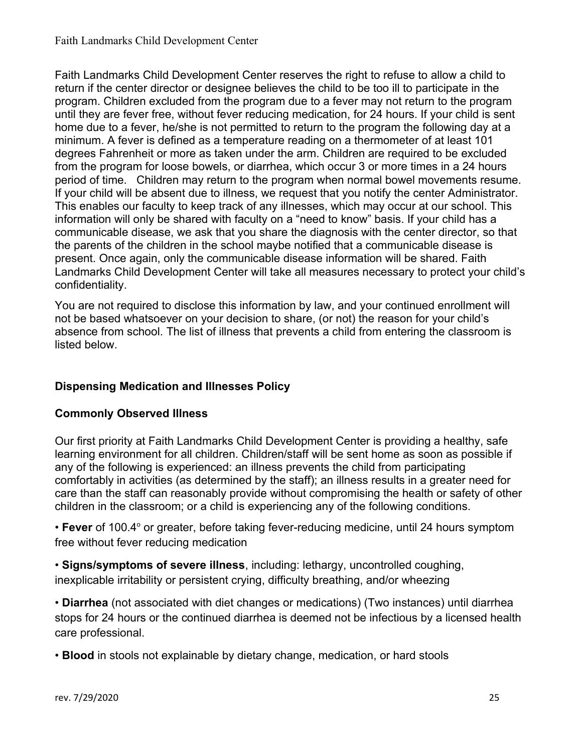Faith Landmarks Child Development Center reserves the right to refuse to allow a child to return if the center director or designee believes the child to be too ill to participate in the program. Children excluded from the program due to a fever may not return to the program until they are fever free, without fever reducing medication, for 24 hours. If your child is sent home due to a fever, he/she is not permitted to return to the program the following day at a minimum. A fever is defined as a temperature reading on a thermometer of at least 101 degrees Fahrenheit or more as taken under the arm. Children are required to be excluded from the program for loose bowels, or diarrhea, which occur 3 or more times in a 24 hours period of time. Children may return to the program when normal bowel movements resume. If your child will be absent due to illness, we request that you notify the center Administrator. This enables our faculty to keep track of any illnesses, which may occur at our school. This information will only be shared with faculty on a "need to know" basis. If your child has a communicable disease, we ask that you share the diagnosis with the center director, so that the parents of the children in the school maybe notified that a communicable disease is present. Once again, only the communicable disease information will be shared. Faith Landmarks Child Development Center will take all measures necessary to protect your child's confidentiality.

You are not required to disclose this information by law, and your continued enrollment will not be based whatsoever on your decision to share, (or not) the reason for your child's absence from school. The list of illness that prevents a child from entering the classroom is listed below.

## Dispensing Medication and Illnesses Policy

### Commonly Observed Illness

Our first priority at Faith Landmarks Child Development Center is providing a healthy, safe learning environment for all children. Children/staff will be sent home as soon as possible if any of the following is experienced: an illness prevents the child from participating comfortably in activities (as determined by the staff); an illness results in a greater need for care than the staff can reasonably provide without compromising the health or safety of other children in the classroom; or a child is experiencing any of the following conditions.

- **Fever** of 100.4° or greater, before taking fever-reducing medicine, until 24 hours symptom free without fever reducing medication
- **Signs/symptoms of severe illness**, including: lethargy, uncontrolled coughing, inexplicable irritability or persistent crying, difficulty breathing, and/or wheezing
- **Diarrhea** (not associated with diet changes or medications) (Two instances) until diarrhea stops for 24 hours or the continued diarrhea is deemed not be infectious by a licensed health care professional.
- **Blood** in stools not explainable by dietary change, medication, or hard stools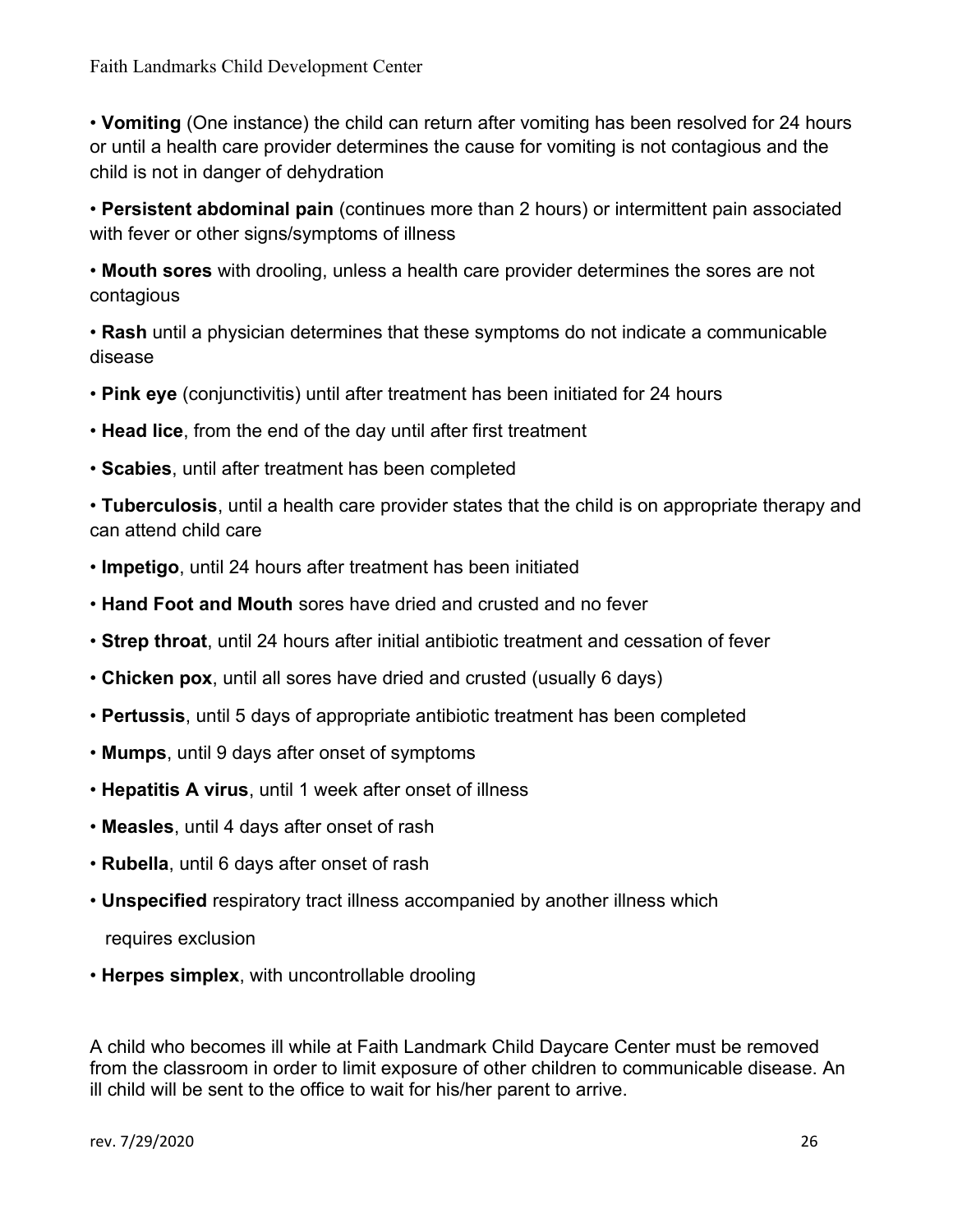- **Vomiting** (One instance) the child can return after vomiting has been resolved for 24 hours or until a health care provider determines the cause for vomiting is not contagious and the child is not in danger of dehydration
- **Persistent abdominal pain** (continues more than 2 hours) or intermittent pain associated with fever or other signs/symptoms of illness
- **Mouth sores** with drooling, unless a health care provider determines the sores are not contagious
- **Rash** until a physician determines that these symptoms do not indicate a communicable disease
- **Pink eye** (conjunctivitis) until after treatment has been initiated for 24 hours
- **Head lice**, from the end of the day until after first treatment
- **Scabies**, until after treatment has been completed
- **Tuberculosis**, until a health care provider states that the child is on appropriate therapy and can attend child care
- **Impetigo**, until 24 hours after treatment has been initiated
- **Hand Foot and Mouth** sores have dried and crusted and no fever
- **Strep throat**, until 24 hours after initial antibiotic treatment and cessation of fever
- **Chicken pox**, until all sores have dried and crusted (usually 6 days)
- **Pertussis**, until 5 days of appropriate antibiotic treatment has been completed
- **Mumps**, until 9 days after onset of symptoms
- **Hepatitis A virus**, until 1 week after onset of illness
- **Measles**, until 4 days after onset of rash
- **Rubella**, until 6 days after onset of rash
- **Unspecified** respiratory tract illness accompanied by another illness which requires exclusion
- **Herpes simplex**, with uncontrollable drooling

A child who becomes ill while at Faith Landmark Child Daycare Center must be removed from the classroom in order to limit exposure of other children to communicable disease. An ill child will be sent to the office to wait for his/her parent to arrive.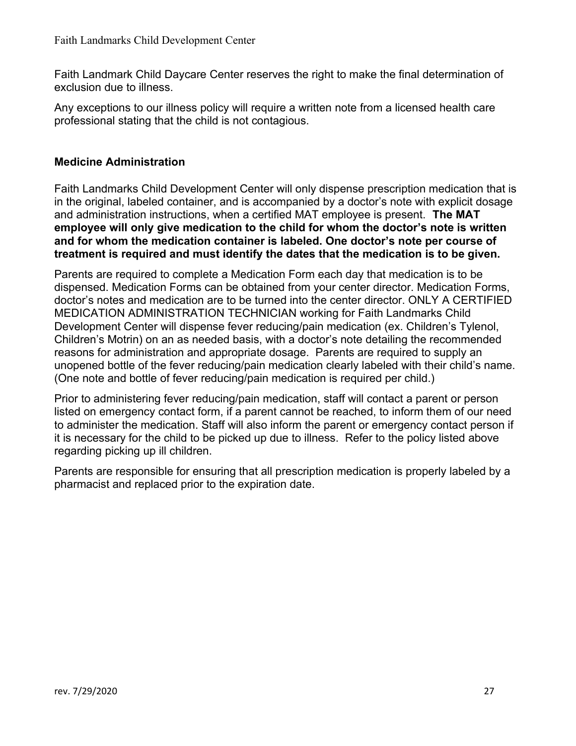Faith Landmark Child Daycare Center reserves the right to make the final determination of exclusion due to illness.

Any exceptions to our illness policy will require a written note from a licensed health care professional stating that the child is not contagious.

### Medicine Administration

Faith Landmarks Child Development Center will only dispense prescription medication that is in the original, labeled container, and is accompanied by a doctor's note with explicit dosage and administration instructions, when a certified MAT employee is present. **The MAT employee will only give medication to the child for whom the doctor's note is written and for whom the medication container is labeled. One doctor's note per course of treatment is required and must identify the dates that the medication is to be given.**

Parents are required to complete a Medication Form each day that medication is to be dispensed. Medication Forms can be obtained from your center director. Medication Forms, doctor's notes and medication are to be turned into the center director. ONLY A CERTIFIED MEDICATION ADMINISTRATION TECHNICIAN working for Faith Landmarks Child Development Center will dispense fever reducing/pain medication (ex. Children's Tylenol, Children's Motrin) on an as needed basis, with a doctor's note detailing the recommended reasons for administration and appropriate dosage. Parents are required to supply an unopened bottle of the fever reducing/pain medication clearly labeled with their child's name. (One note and bottle of fever reducing/pain medication is required per child.)

Prior to administering fever reducing/pain medication, staff will contact a parent or person listed on emergency contact form, if a parent cannot be reached, to inform them of our need to administer the medication. Staff will also inform the parent or emergency contact person if it is necessary for the child to be picked up due to illness. Refer to the policy listed above regarding picking up ill children.

Parents are responsible for ensuring that all prescription medication is properly labeled by a pharmacist and replaced prior to the expiration date.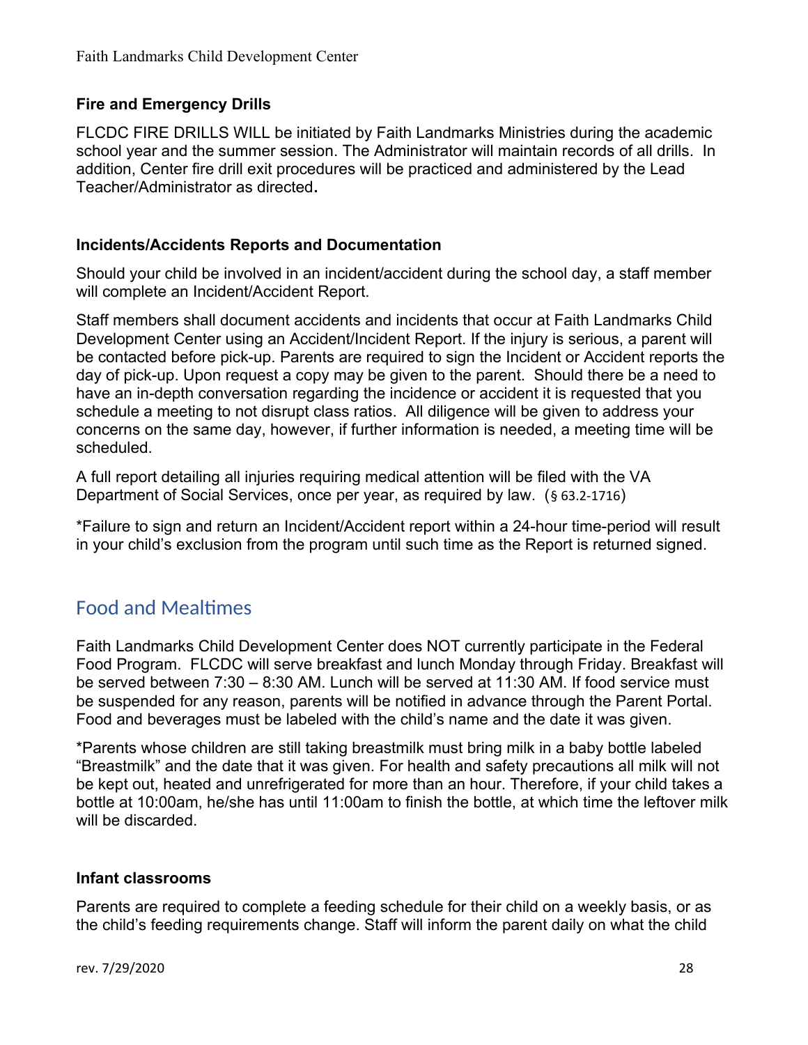### Fire and Emergency Drills

FLCDC FIRE DRILLS WILL be initiated by Faith Landmarks Ministries during the academic school year and the summer session. The Administrator will maintain records of all drills. In addition, Center fire drill exit procedures will be practiced and administered by the Lead Teacher/Administrator as directed.

### Incidents/Accidents Reports and Documentation

Should your child be involved in an incident/accident during the school day, a staff member will complete an Incident/Accident Report.

Staff members shall document accidents and incidents that occur at Faith Landmarks Child Development Center using an Accident/Incident Report. If the injury is serious, a parent will be contacted before pick-up. Parents are required to sign the Incident or Accident reports the day of pick-up. Upon request a copy may be given to the parent. Should there be a need to have an in-depth conversation regarding the incidence or accident it is requested that you schedule a meeting to not disrupt class ratios. All diligence will be given to address your concerns on the same day, however, if further information is needed, a meeting time will be scheduled.

A full report detailing all injuries requiring medical attention will be filed with the VA Department of Social Services, once per year, as required by law. (§ 63.2-1716)

*Failure to sign and return an Incident/Accident report within a 24-hour time-period will result in your child's exclusion from the program until such time as the Report is returned signed.

## Food and Mealtimes

Faith Landmarks Child Development Center does NOT currently participate in the Federal Food Program. FLCDC will serve breakfast and lunch Monday through Friday. Breakfast will be served between 7:30 – 8:30 AM. Lunch will be served at 11:30 AM. If food service must be suspended for any reason, parents will be notified in advance through the Parent Portal. Food and beverages must be labeled with the child's name and the date it was given.

*Parents whose children are still taking breastmilk must bring milk in a baby bottle labeled "Breastmilk" and the date that it was given. For health and safety precautions all milk will not be kept out, heated and unrefrigerated for more than an hour. Therefore, if your child takes a bottle at 10:00am, he/she has until 11:00am to finish the bottle, at which time the leftover milk will be discarded.

### Infant classrooms

Parents are required to complete a feeding schedule for their child on a weekly basis, or as the child's feeding requirements change. Staff will inform the parent daily on what the child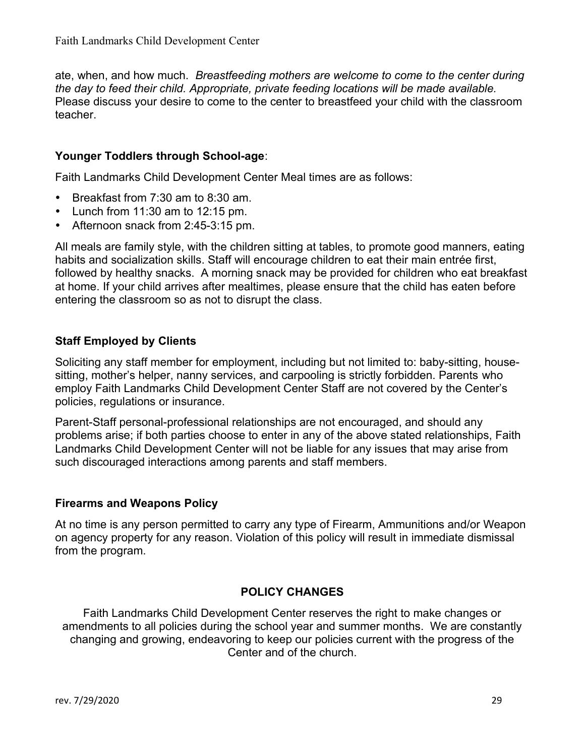ate, when, and how much. *Breastfeeding mothers are welcome to come to the center during the day to feed their child. Appropriate, private feeding locations will be made available.* Please discuss your desire to come to the center to breastfeed your child with the classroom teacher.

### Younger Toddlers through School-age:

Faith Landmarks Child Development Center Meal times are as follows:

- Breakfast from 7:30 am to 8:30 am.
- Lunch from 11:30 am to 12:15 pm.
- Afternoon snack from 2:45-3:15 pm.

All meals are family style, with the children sitting at tables, to promote good manners, eating habits and socialization skills. Staff will encourage children to eat their main entrée first, followed by healthy snacks. A morning snack may be provided for children who eat breakfast at home. If your child arrives after mealtimes, please ensure that the child has eaten before entering the classroom so as not to disrupt the class.

### Staff Employed by Clients

Soliciting any staff member for employment, including but not limited to: baby-sitting, house-sitting, mother's helper, nanny services, and carpooling is strictly forbidden. Parents who employ Faith Landmarks Child Development Center Staff are not covered by the Center's policies, regulations or insurance.

Parent-Staff personal-professional relationships are not encouraged, and should any problems arise; if both parties choose to enter in any of the above stated relationships, Faith Landmarks Child Development Center will not be liable for any issues that may arise from such discouraged interactions among parents and staff members.

### Firearms and Weapons Policy

At no time is any person permitted to carry any type of Firearm, Ammunitions and/or Weapon on agency property for any reason. Violation of this policy will result in immediate dismissal from the program.

## POLICY CHANGES

Faith Landmarks Child Development Center reserves the right to make changes or amendments to all policies during the school year and summer months. We are constantly changing and growing, endeavoring to keep our policies current with the progress of the Center and of the church.

rev. 7/29/2020